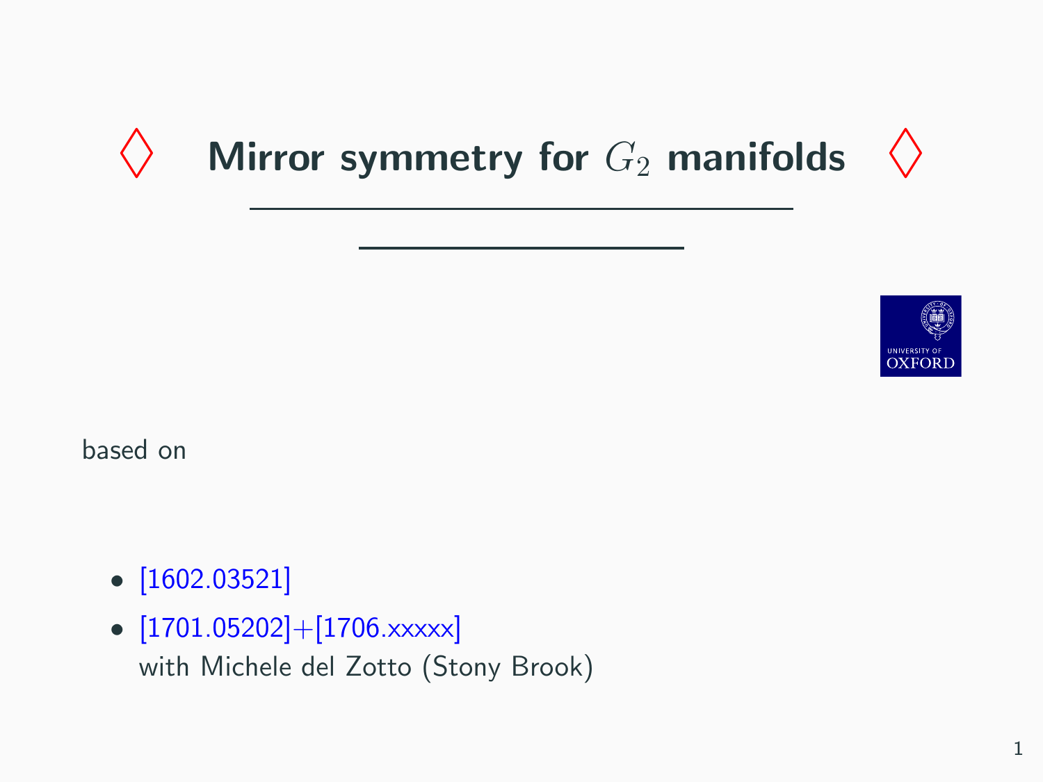# ◊ Mirror symmetry for $G_2$ manifolds ◊

based on

- [1602.03521]
- [1701.05202]+[1706.xxxxx]
  with Michele del Zotto (Stony Brook)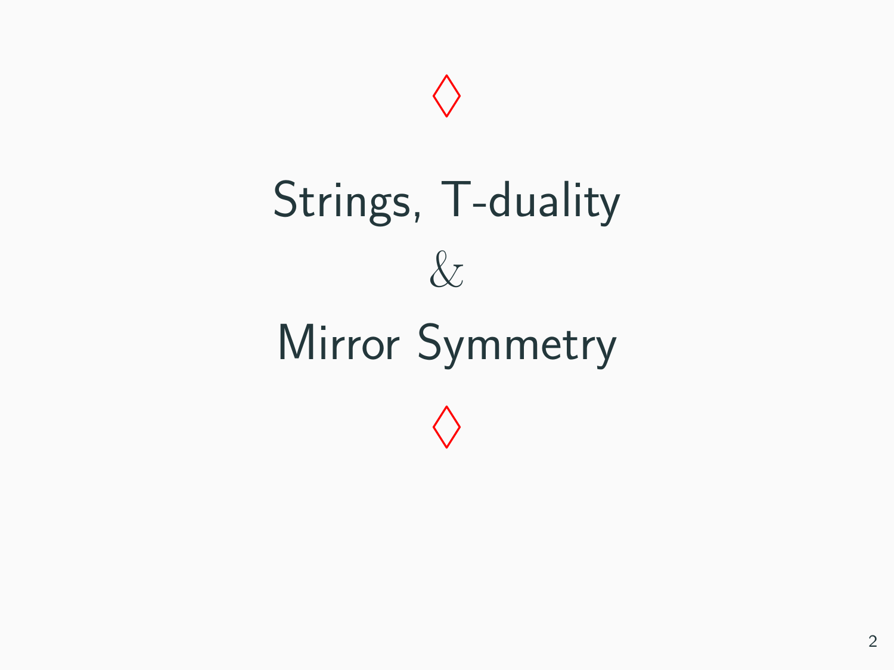# Strings, T-duality & Mirror Symmetry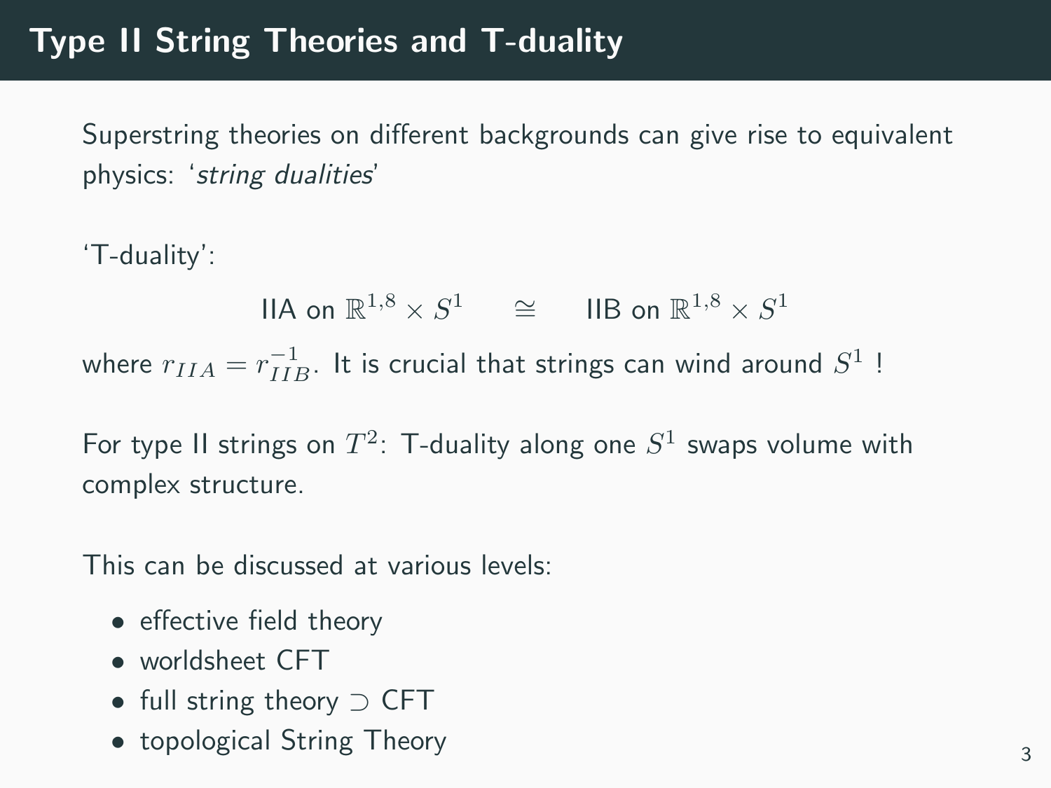# Type II String Theories and T-duality

Superstring theories on different backgrounds can give rise to equivalent physics: '*string dualities*'

'T-duality':

$$\text{IIA on } \mathbb{R}^{1,8} \times S^1 \qquad \cong \qquad \text{IIB on } \mathbb{R}^{1,8} \times S^1$$

where $r_{IIA} = r_{IIB}^{-1}$. It is crucial that strings can wind around $S^1$ !

For type II strings on $T^2$: T-duality along one $S^1$ swaps volume with complex structure.

This can be discussed at various levels:

- effective field theory
- worldsheet CFT
- full string theory $\supset$ CFT
- topological String Theory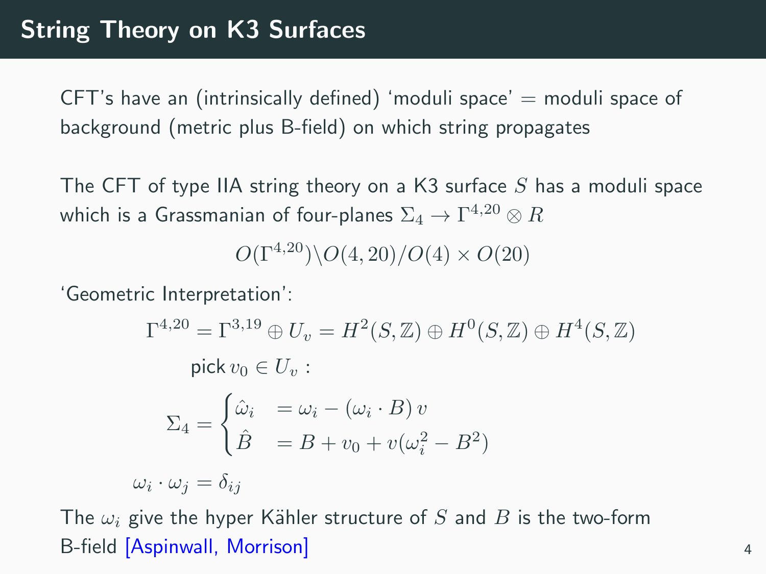# String Theory on K3 Surfaces

CFT's have an (intrinsically defined) 'moduli space' = moduli space of background (metric plus B-field) on which string propagates

The CFT of type IIA string theory on a K3 surface $S$ has a moduli space which is a Grassmanian of four-planes $\Sigma_4 \to \Gamma^{4,20} \otimes R$

$$O(\Gamma^{4,20}) \backslash O(4,20) / O(4) \times O(20)$$

'Geometric Interpretation':

$$\Gamma^{4,20} = \Gamma^{3,19} \oplus U_v = H^2(S,\mathbb{Z}) \oplus H^0(S,\mathbb{Z}) \oplus H^4(S,\mathbb{Z})$$

$$\text{pick}\, v_0 \in U_v :$$

$$\Sigma_4 = \begin{cases} \hat{\omega}_i & = \omega_i - (\omega_i \cdot B)\, v \\ \hat{B} & = B + v_0 + v(\omega_i^2 - B^2) \end{cases}$$

$$\omega_i \cdot \omega_j = \delta_{ij}$$

The $\omega_i$ give the hyper Kähler structure of $S$ and $B$ is the two-form B-field [Aspinwall, Morrison]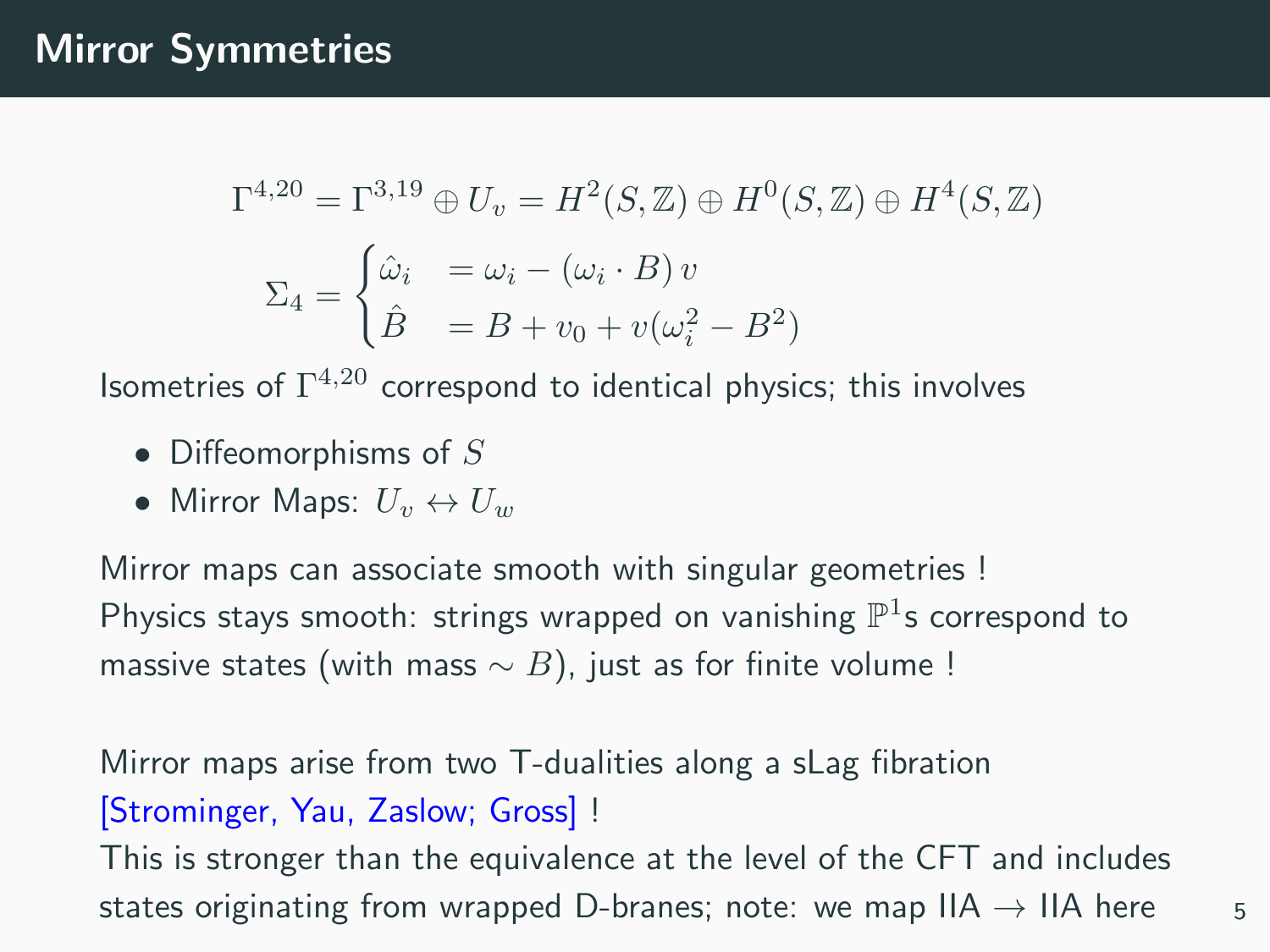# Mirror Symmetries

$$\Gamma^{4,20} = \Gamma^{3,19} \oplus U_v = H^2(S,\mathbb{Z}) \oplus H^0(S,\mathbb{Z}) \oplus H^4(S,\mathbb{Z})$$

$$\Sigma_4 = \begin{cases} \hat{\omega}_i & = \omega_i - (\omega_i \cdot B)\, v \\ \hat{B} & = B + v_0 + v(\omega_i^2 - B^2) \end{cases}$$

Isometries of $\Gamma^{4,20}$ correspond to identical physics; this involves

- Diffeomorphisms of $S$
- Mirror Maps: $U_v \leftrightarrow U_w$

Mirror maps can associate smooth with singular geometries !
Physics stays smooth: strings wrapped on vanishing $\mathbb{P}^1$s correspond to massive states (with mass $\sim B$), just as for finite volume !

Mirror maps arise from two T-dualities along a sLag fibration [Strominger, Yau, Zaslow; Gross] !
This is stronger than the equivalence at the level of the CFT and includes states originating from wrapped D-branes; note: we map IIA $\rightarrow$ IIA here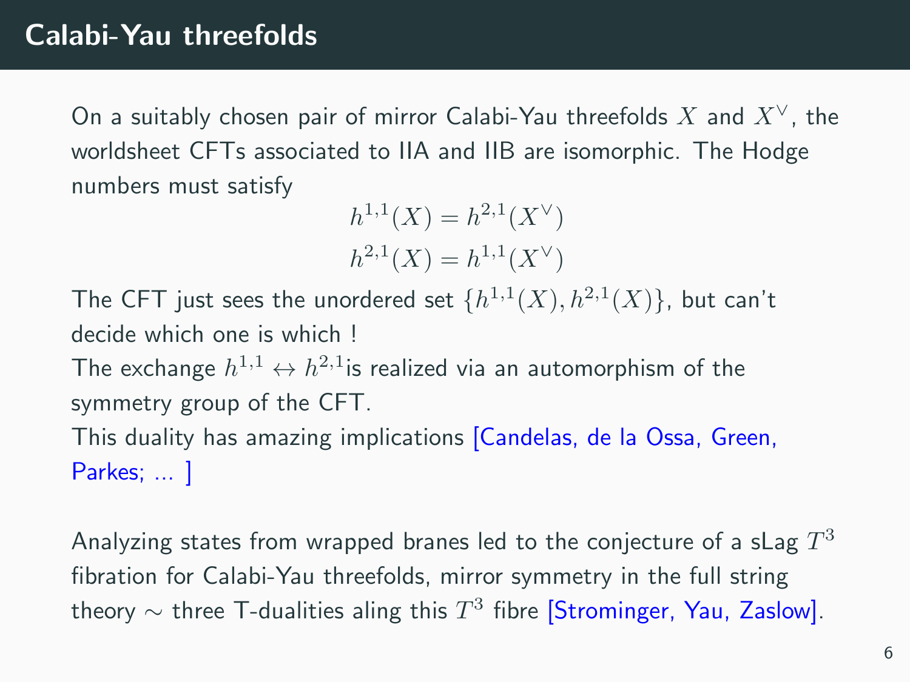# Calabi-Yau threefolds

On a suitably chosen pair of mirror Calabi-Yau threefolds $X$ and $X^\vee$, the worldsheet CFTs associated to IIA and IIB are isomorphic. The Hodge numbers must satisfy

$$
\begin{aligned}
h^{1,1}(X) &= h^{2,1}(X^\vee) \\
h^{2,1}(X) &= h^{1,1}(X^\vee)
\end{aligned}
$$

The CFT just sees the unordered set $\{h^{1,1}(X), h^{2,1}(X)\}$, but can't decide which one is which !

The exchange $h^{1,1} \leftrightarrow h^{2,1}$is realized via an automorphism of the symmetry group of the CFT.

This duality has amazing implications [Candelas, de la Ossa, Green, Parkes; ... ]

Analyzing states from wrapped branes led to the conjecture of a sLag $T^3$ fibration for Calabi-Yau threefolds, mirror symmetry in the full string theory $\sim$ three T-dualities aling this $T^3$ fibre [Strominger, Yau, Zaslow].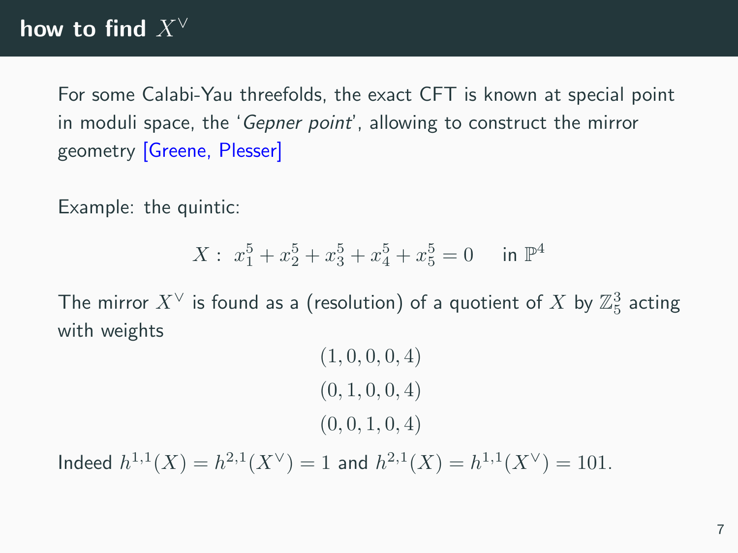# how to find $X^\vee$

For some Calabi-Yau threefolds, the exact CFT is known at special point in moduli space, the '*Gepner point*', allowing to construct the mirror geometry [Greene, Plesser]

Example: the quintic:

$$X: \ x_1^5 + x_2^5 + x_3^5 + x_4^5 + x_5^5 = 0 \quad \text{ in } \mathbb{P}^4$$

The mirror $X^\vee$ is found as a (resolution) of a quotient of $X$ by $\mathbb{Z}_5^3$ acting with weights

$$(1, 0, 0, 0, 4)$$
$$(0, 1, 0, 0, 4)$$
$$(0, 0, 1, 0, 4)$$

Indeed $h^{1,1}(X) = h^{2,1}(X^\vee) = 1$ and $h^{2,1}(X) = h^{1,1}(X^\vee) = 101$.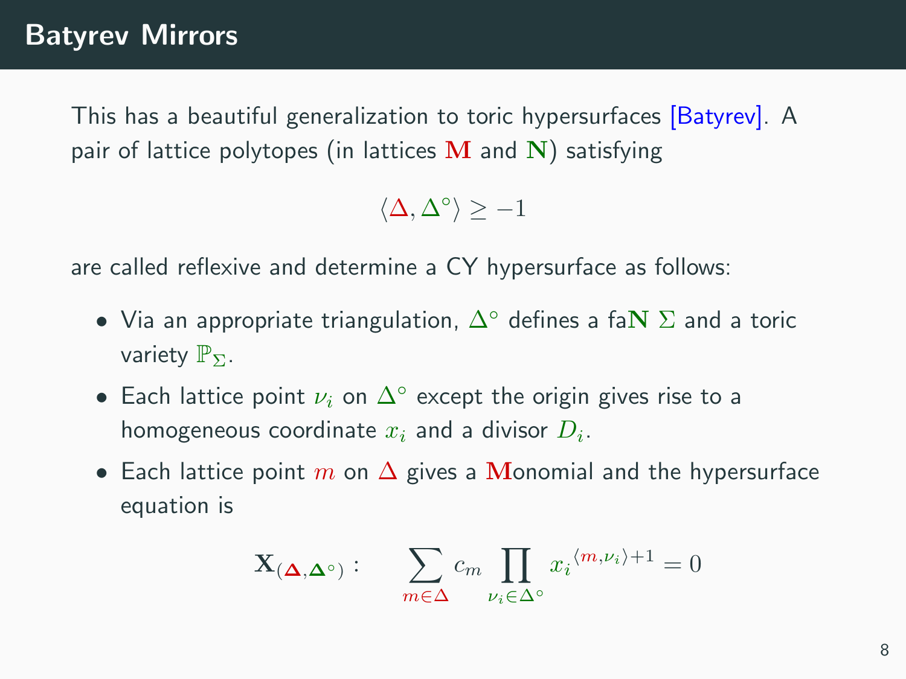# Batyrev Mirrors

This has a beautiful generalization to toric hypersurfaces [Batyrev]. A pair of lattice polytopes (in lattices $\mathbf{M}$ and $\mathbf{N}$) satisfying

$$\langle \Delta, \Delta^\circ \rangle \geq -1$$

are called reflexive and determine a CY hypersurface as follows:

- Via an appropriate triangulation, $\Delta^\circ$ defines a fa**N** $\Sigma$ and a toric variety $\mathbb{P}_\Sigma$.
- Each lattice point $\nu_i$ on $\Delta^\circ$ except the origin gives rise to a homogeneous coordinate $x_i$ and a divisor $D_i$.
- Each lattice point $m$ on $\Delta$ gives a **M**onomial and the hypersurface equation is

$$\mathbf{X}_{(\boldsymbol{\Delta},\boldsymbol{\Delta}^\circ)} : \quad \sum_{m \in \Delta} c_m \prod_{\nu_i \in \Delta^\circ} x_i^{\langle m, \nu_i \rangle + 1} = 0$$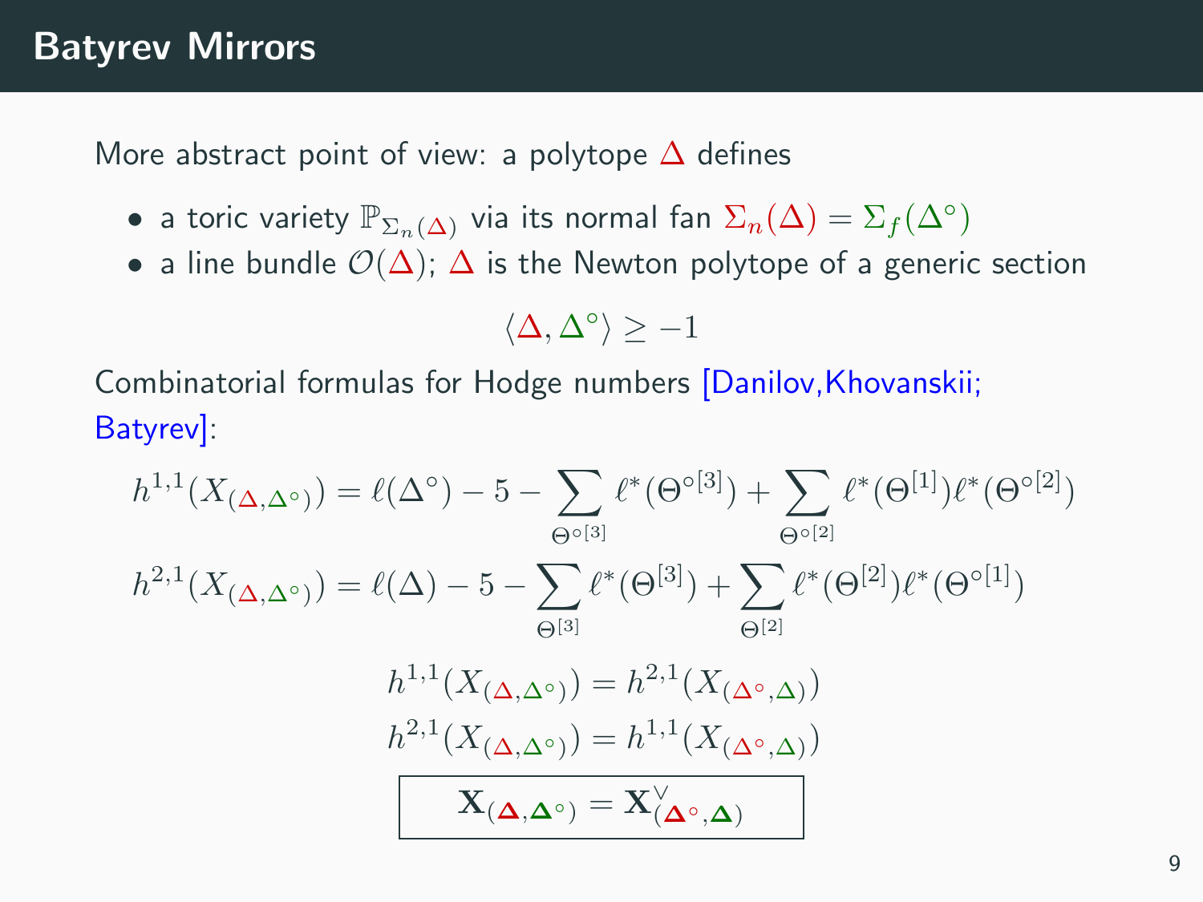# Batyrev Mirrors

More abstract point of view: a polytope $\Delta$ defines

- a toric variety $\mathbb{P}_{\Sigma_n(\Delta)}$ via its normal fan $\Sigma_n(\Delta) = \Sigma_f(\Delta^\circ)$
- a line bundle $\mathcal{O}(\Delta)$; $\Delta$ is the Newton polytope of a generic section

$$\langle \Delta, \Delta^\circ \rangle \geq -1$$

Combinatorial formulas for Hodge numbers [Danilov,Khovanskii; Batyrev]:

$$h^{1,1}(X_{(\Delta,\Delta^\circ)}) = \ell(\Delta^\circ) - 5 - \sum_{\Theta^{\circ[3]}} \ell^*(\Theta^{\circ[3]}) + \sum_{\Theta^{\circ[2]}} \ell^*(\Theta^{[1]})\ell^*(\Theta^{\circ[2]})$$

$$h^{2,1}(X_{(\Delta,\Delta^\circ)}) = \ell(\Delta) - 5 - \sum_{\Theta^{[3]}} \ell^*(\Theta^{[3]}) + \sum_{\Theta^{[2]}} \ell^*(\Theta^{[2]})\ell^*(\Theta^{\circ[1]})$$

$$h^{1,1}(X_{(\Delta,\Delta^\circ)}) = h^{2,1}(X_{(\Delta^\circ,\Delta)})$$

$$h^{2,1}(X_{(\Delta,\Delta^\circ)}) = h^{1,1}(X_{(\Delta^\circ,\Delta)})$$

$$\boxed{\mathbf{X}_{(\boldsymbol{\Delta},\boldsymbol{\Delta}^\circ)} = \mathbf{X}^\vee_{(\boldsymbol{\Delta}^\circ,\boldsymbol{\Delta})}}$$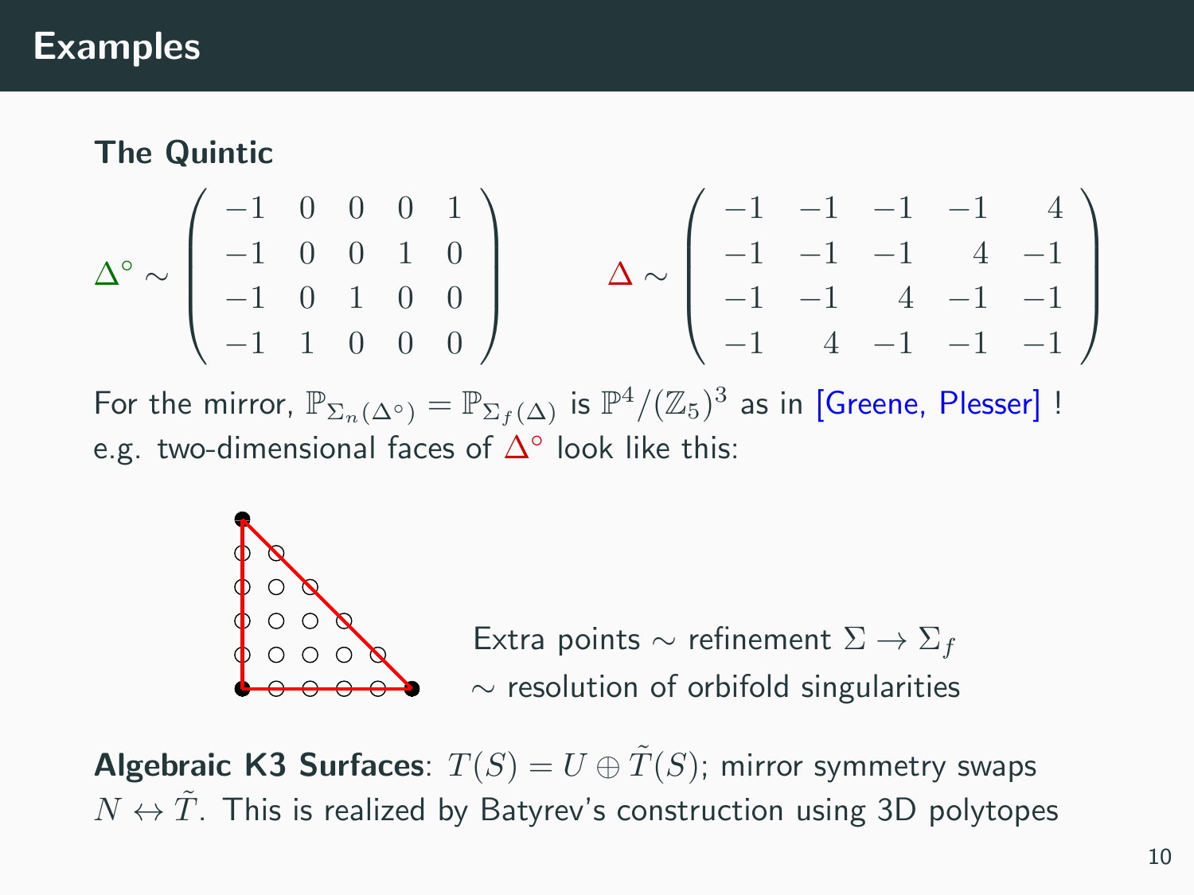# Examples

**The Quintic**

$$\Delta^\circ \sim \begin{pmatrix} -1 & 0 & 0 & 0 & 1 \\ -1 & 0 & 0 & 1 & 0 \\ -1 & 0 & 1 & 0 & 0 \\ -1 & 1 & 0 & 0 & 0 \end{pmatrix} \qquad \Delta \sim \begin{pmatrix} -1 & -1 & -1 & -1 & 4 \\ -1 & -1 & -1 & 4 & -1 \\ -1 & -1 & 4 & -1 & -1 \\ -1 & 4 & -1 & -1 & -1 \end{pmatrix}$$

For the mirror, $\mathbb{P}_{\Sigma_n(\Delta^\circ)} = \mathbb{P}_{\Sigma_f(\Delta)}$ is $\mathbb{P}^4/(\mathbb{Z}_5)^3$ as in [Greene, Plesser] !
e.g. two-dimensional faces of $\Delta^\circ$ look like this:

Extra points $\sim$ refinement $\Sigma \to \Sigma_f$
$\sim$ resolution of orbifold singularities

**Algebraic K3 Surfaces**: $T(S) = U \oplus \tilde{T}(S)$; mirror symmetry swaps $N \leftrightarrow \tilde{T}$. This is realized by Batyrev's construction using 3D polytopes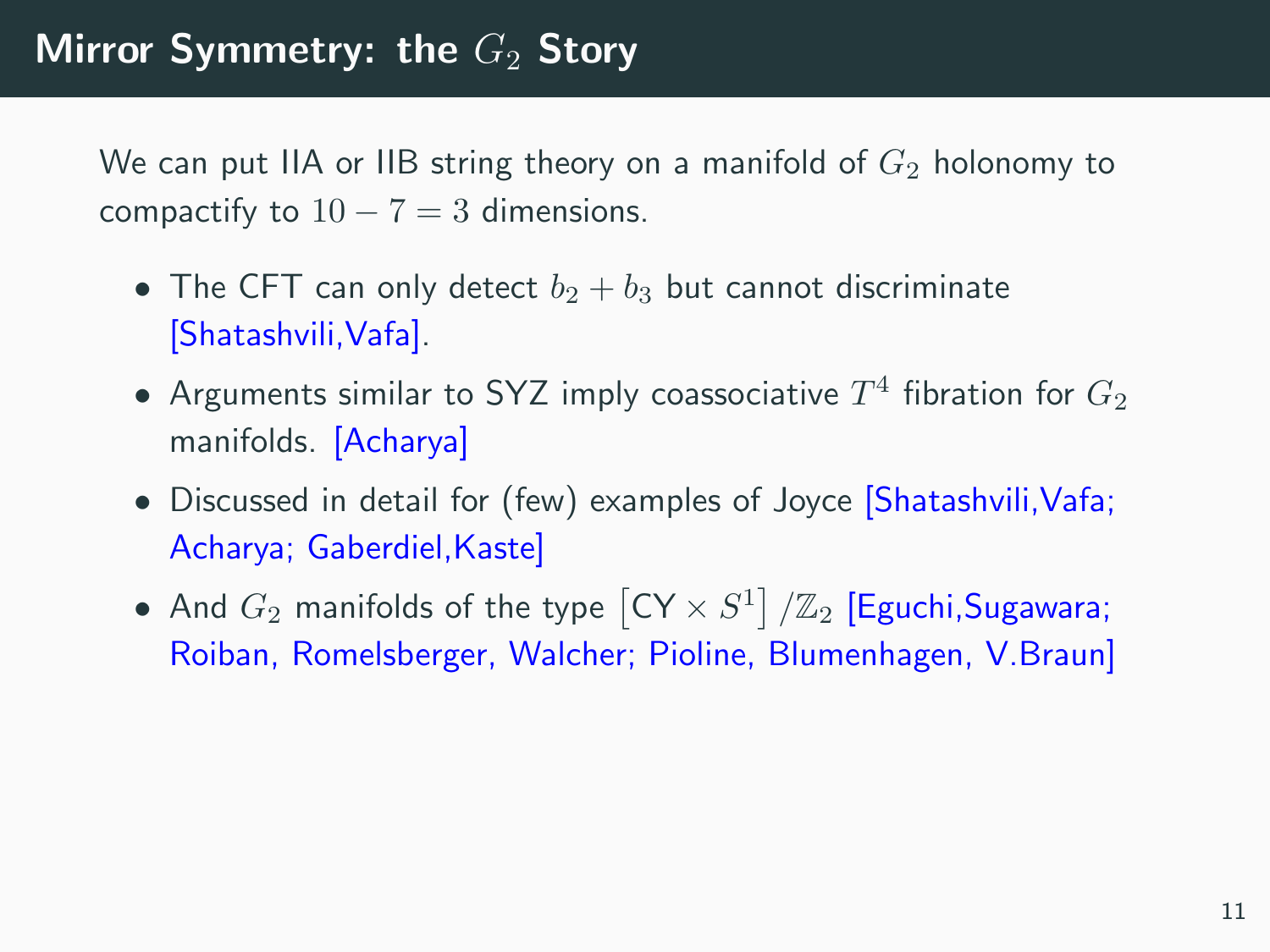# Mirror Symmetry: the $G_2$ Story

We can put IIA or IIB string theory on a manifold of $G_2$ holonomy to compactify to $10 - 7 = 3$ dimensions.

- The CFT can only detect $b_2 + b_3$ but cannot discriminate [Shatashvili,Vafa].
- Arguments similar to SYZ imply coassociative $T^4$ fibration for $G_2$ manifolds. [Acharya]
- Discussed in detail for (few) examples of Joyce [Shatashvili,Vafa; Acharya; Gaberdiel,Kaste]
- And $G_2$ manifolds of the type $\left[\text{CY} \times S^1\right]/\mathbb{Z}_2$ [Eguchi,Sugawara; Roiban, Romelsberger, Walcher; Pioline, Blumenhagen, V.Braun]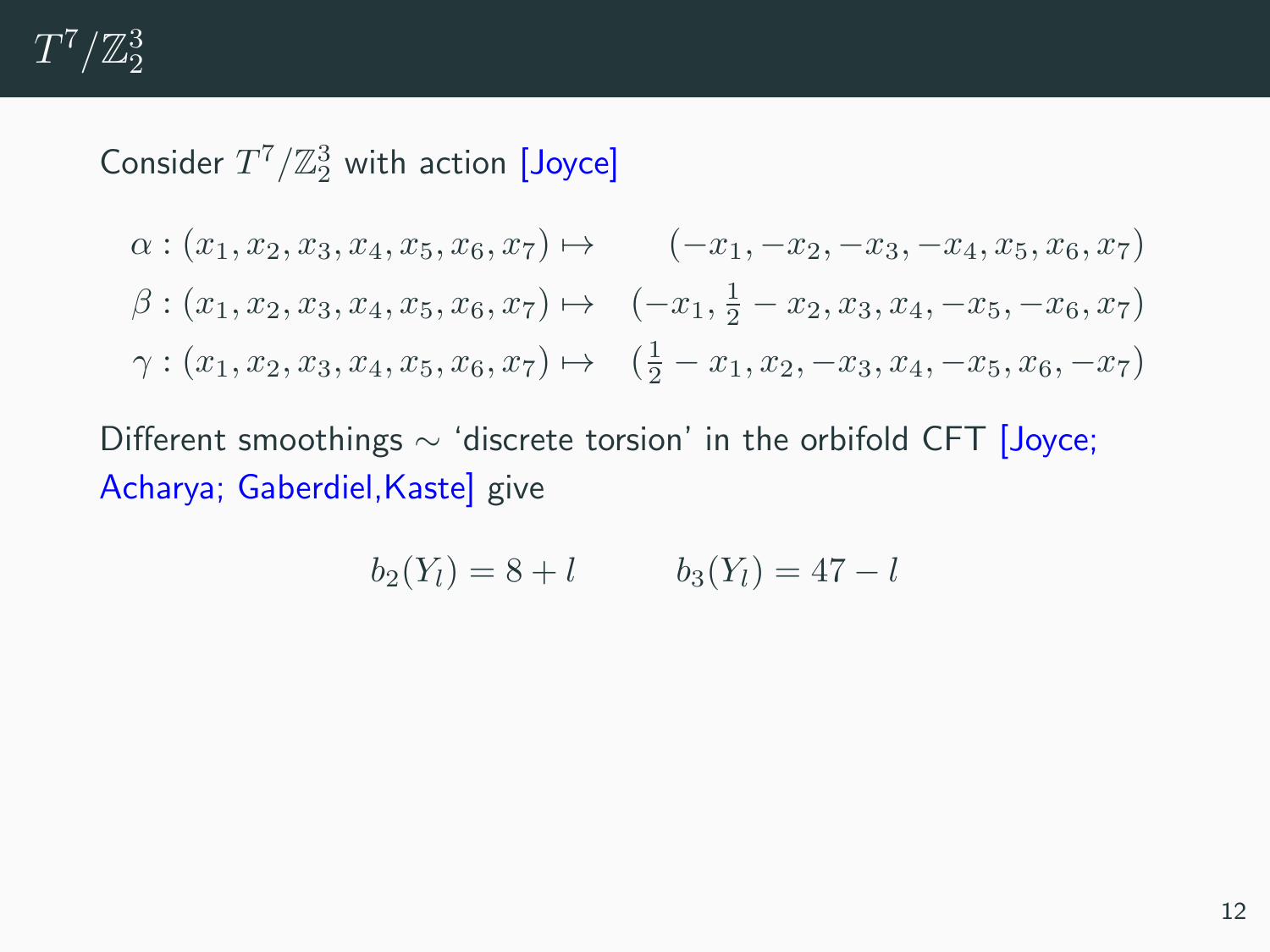# $T^7/\mathbb{Z}_2^3$

Consider $T^7/\mathbb{Z}_2^3$ with action [Joyce]

$$
\begin{aligned}
\alpha : (x_1, x_2, x_3, x_4, x_5, x_6, x_7) &\mapsto \quad (-x_1, -x_2, -x_3, -x_4, x_5, x_6, x_7) \\
\beta : (x_1, x_2, x_3, x_4, x_5, x_6, x_7) &\mapsto \quad (-x_1, \tfrac{1}{2} - x_2, x_3, x_4, -x_5, -x_6, x_7) \\
\gamma : (x_1, x_2, x_3, x_4, x_5, x_6, x_7) &\mapsto \quad (\tfrac{1}{2} - x_1, x_2, -x_3, x_4, -x_5, x_6, -x_7)
\end{aligned}
$$

Different smoothings $\sim$ 'discrete torsion' in the orbifold CFT [Joyce; Acharya; Gaberdiel,Kaste] give

$$
b_2(Y_l) = 8 + l \qquad b_3(Y_l) = 47 - l
$$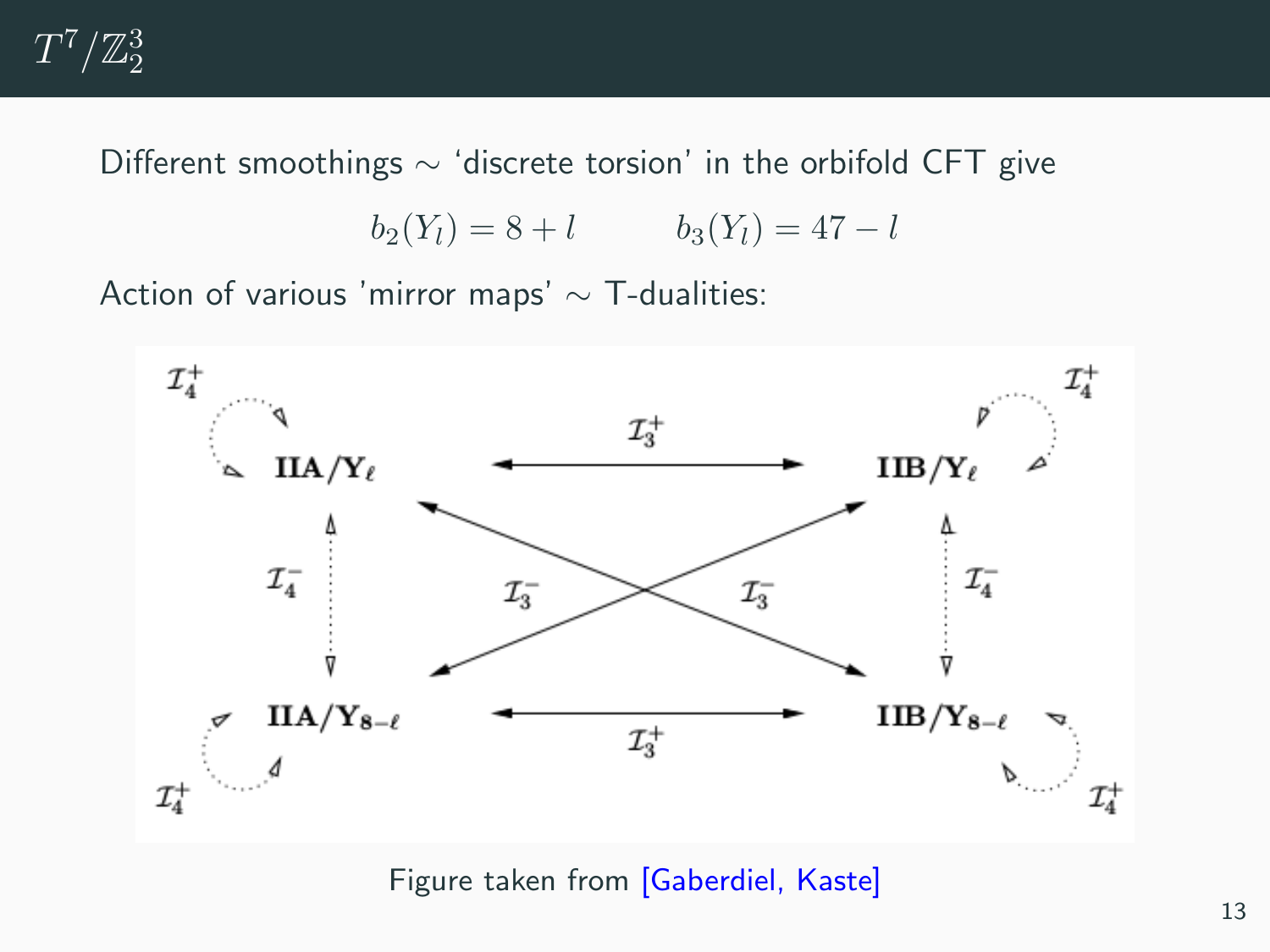# $T^7/\mathbb{Z}_2^3$

Different smoothings $\sim$ 'discrete torsion' in the orbifold CFT give

$$b_2(Y_l) = 8 + l \qquad b_3(Y_l) = 47 - l$$

Action of various 'mirror maps' $\sim$ T-dualities:

Figure taken from [Gaberdiel, Kaste]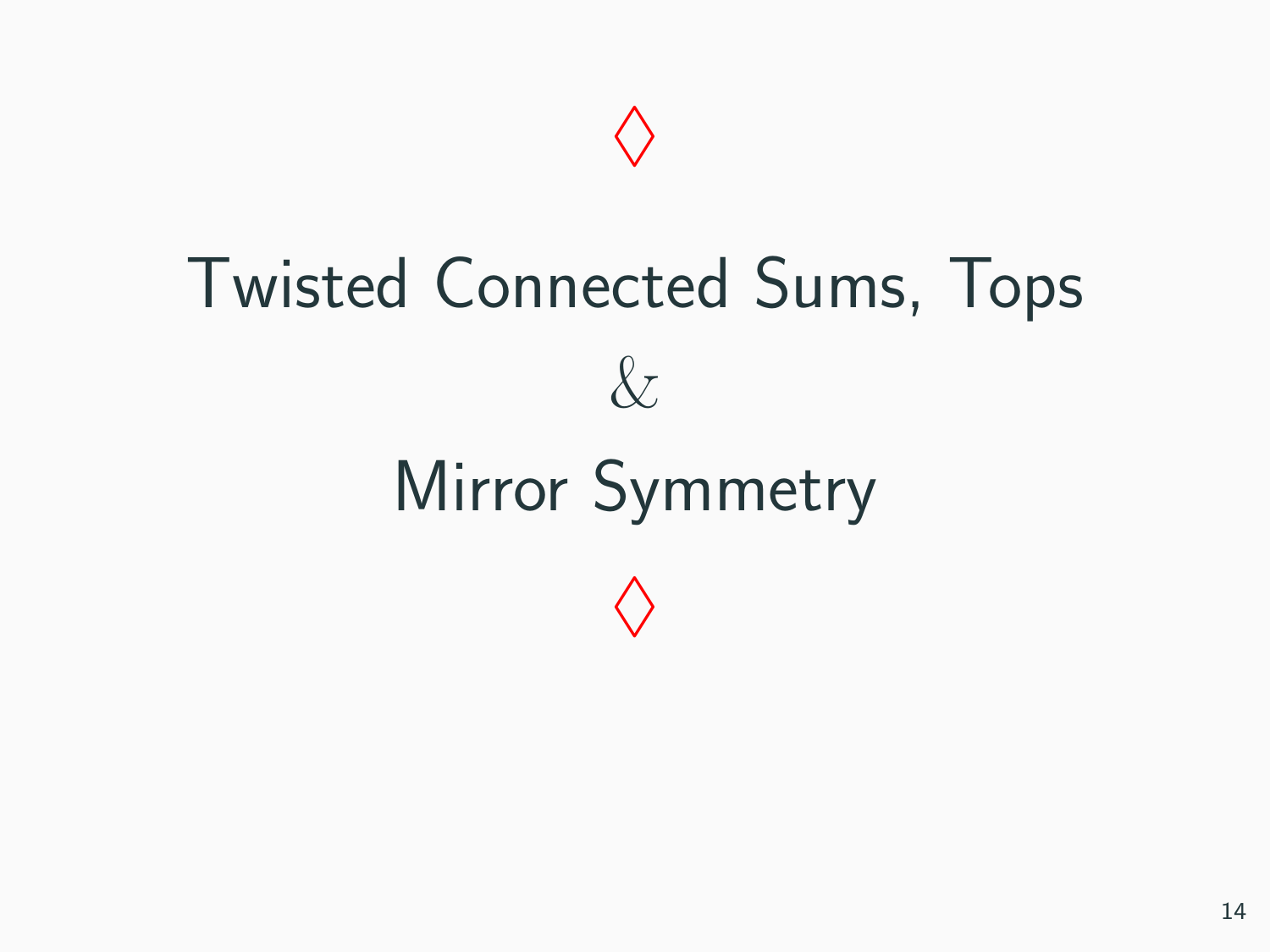$\Diamond$

# Twisted Connected Sums, Tops

&

# Mirror Symmetry

$\Diamond$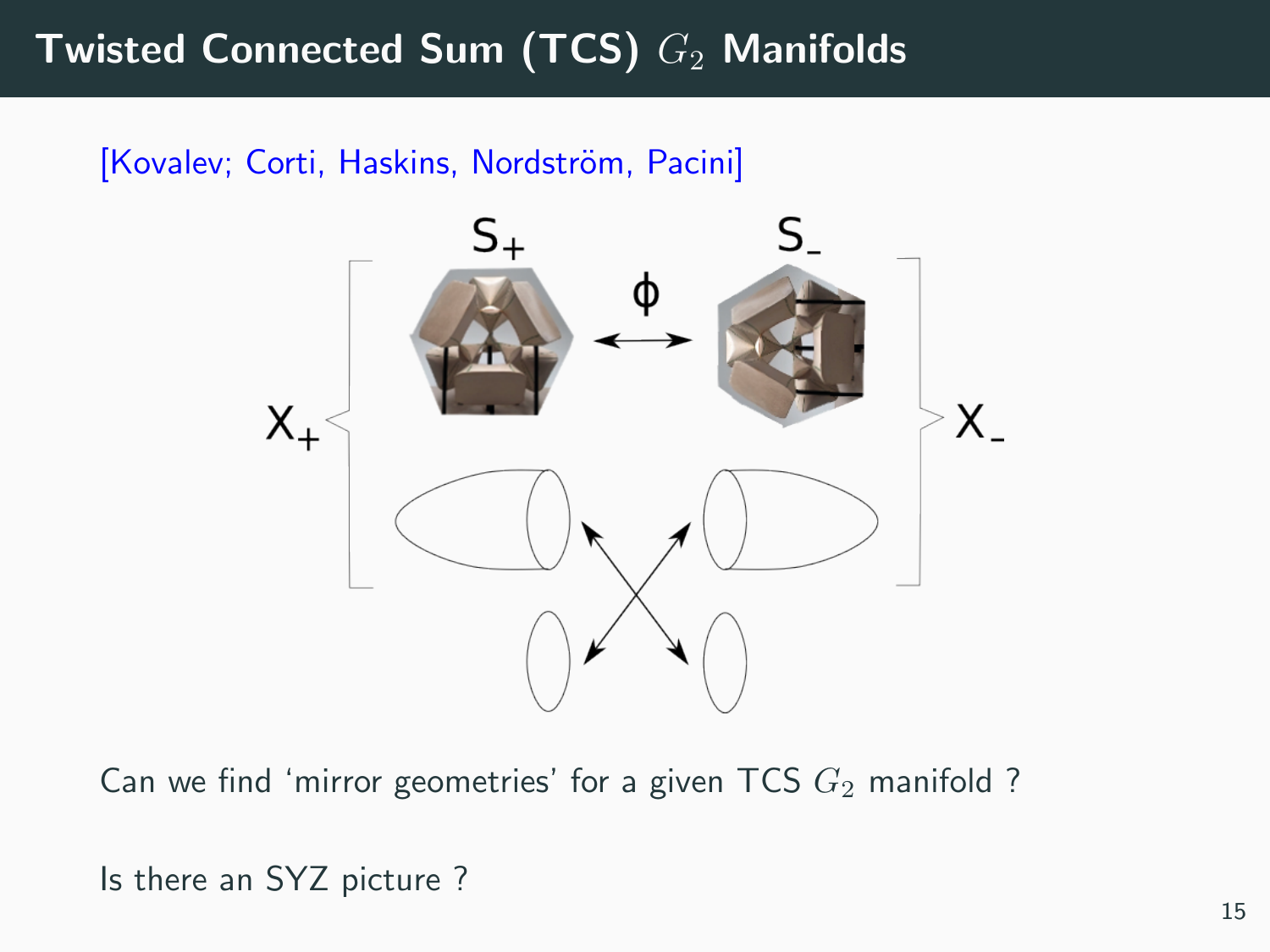# Twisted Connected Sum (TCS) $G_2$ Manifolds

[Kovalev; Corti, Haskins, Nordström, Pacini]

Can we find 'mirror geometries' for a given TCS $G_2$ manifold ?

Is there an SYZ picture ?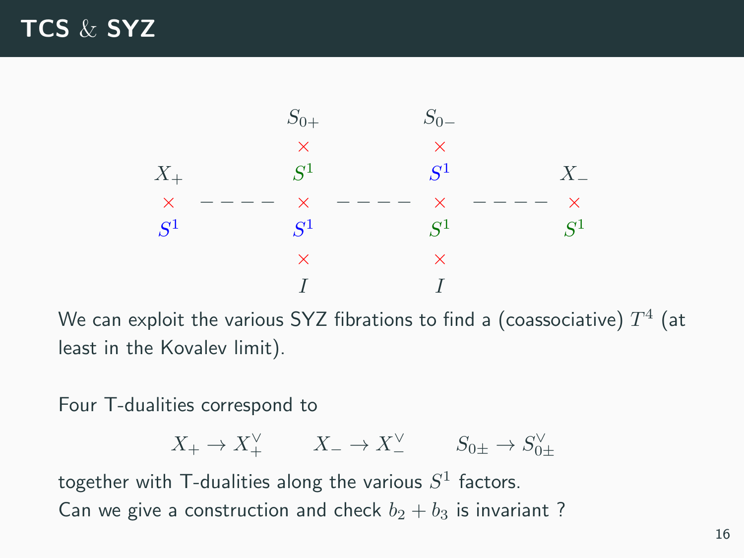## TCS & SYZ

$$
\begin{array}{ccccccc}
 & & S_{0+} & & S_{0-} & & \\
 & & \times & & \times & & \\
X_+ & & S^1 & & S^1 & & X_- \\
\times & - - - - & \times & - - - - & \times & - - - - & \times \\
S^1 & & S^1 & & S^1 & & S^1 \\
 & & \times & & \times & & \\
 & & I & & I & &
\end{array}
$$

We can exploit the various SYZ fibrations to find a (coassociative) $T^4$ (at least in the Kovalev limit).

Four T-dualities correspond to

$$X_+ \to X_+^\vee \qquad X_- \to X_-^\vee \qquad S_{0\pm} \to S_{0\pm}^\vee$$

together with T-dualities along the various $S^1$ factors.
Can we give a construction and check $b_2 + b_3$ is invariant ?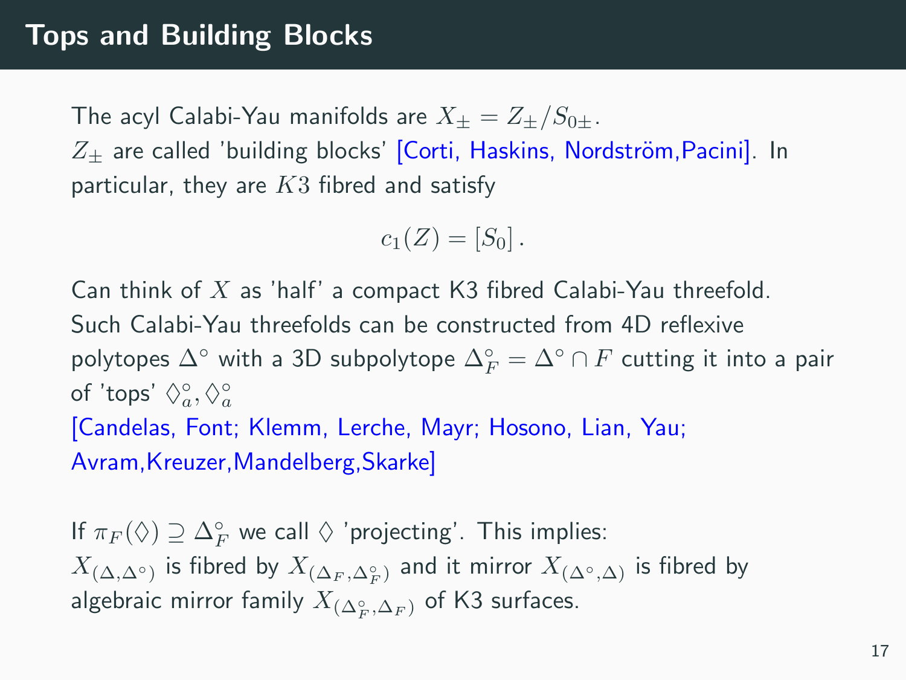# Tops and Building Blocks

The acyl Calabi-Yau manifolds are $X_\pm = Z_\pm / S_{0\pm}$.
$Z_\pm$ are called 'building blocks' [Corti, Haskins, Nordström,Pacini]. In particular, they are $K3$ fibred and satisfy

$$c_1(Z) = [S_0] \,.$$

Can think of $X$ as 'half' a compact K3 fibred Calabi-Yau threefold. Such Calabi-Yau threefolds can be constructed from 4D reflexive polytopes $\Delta^\circ$ with a 3D subpolytope $\Delta^\circ_F = \Delta^\circ \cap F$ cutting it into a pair of 'tops' $\Diamond^\circ_a, \Diamond^\circ_a$
[Candelas, Font; Klemm, Lerche, Mayr; Hosono, Lian, Yau; Avram,Kreuzer,Mandelberg,Skarke]

If $\pi_F(\Diamond) \supseteq \Delta^\circ_F$ we call $\Diamond$ 'projecting'. This implies:
$X_{(\Delta,\Delta^\circ)}$ is fibred by $X_{(\Delta_F,\Delta^\circ_F)}$ and it mirror $X_{(\Delta^\circ,\Delta)}$ is fibred by algebraic mirror family $X_{(\Delta^\circ_F,\Delta_F)}$ of K3 surfaces.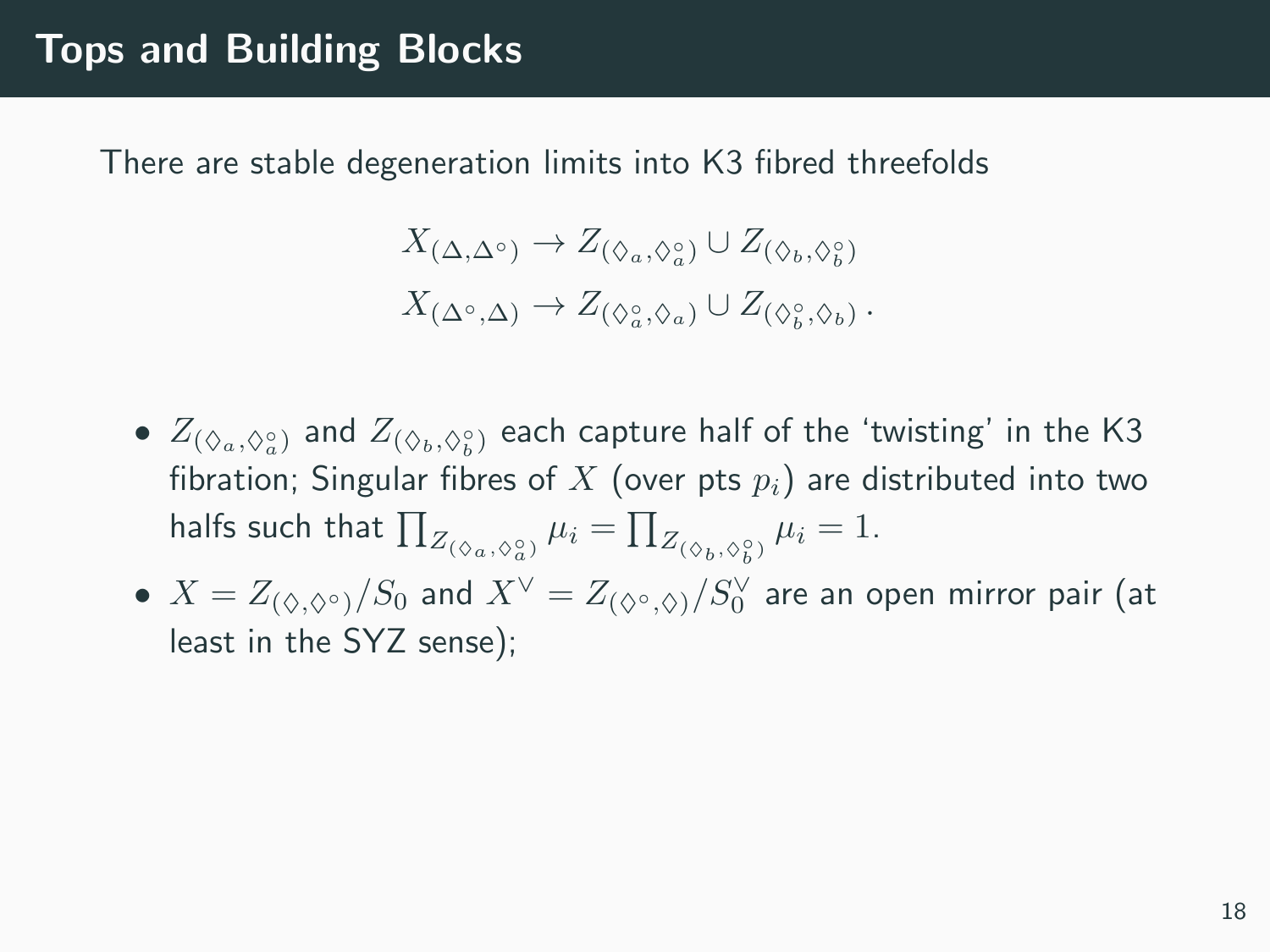# Tops and Building Blocks

There are stable degeneration limits into K3 fibred threefolds

$$
\begin{aligned}
X_{(\Delta,\Delta^\circ)} &\to Z_{(\Diamond_a,\Diamond_a^\circ)} \cup Z_{(\Diamond_b,\Diamond_b^\circ)} \\
X_{(\Delta^\circ,\Delta)} &\to Z_{(\Diamond_a^\circ,\Diamond_a)} \cup Z_{(\Diamond_b^\circ,\Diamond_b)} \,.
\end{aligned}
$$

- $Z_{(\Diamond_a,\Diamond_a^\circ)}$ and $Z_{(\Diamond_b,\Diamond_b^\circ)}$ each capture half of the 'twisting' in the K3 fibration; Singular fibres of $X$ (over pts $p_i$) are distributed into two halfs such that $\prod_{Z_{(\Diamond_a,\Diamond_a^\circ)}} \mu_i = \prod_{Z_{(\Diamond_b,\Diamond_b^\circ)}} \mu_i = 1$.
- $X = Z_{(\Diamond,\Diamond^\circ)}/S_0$ and $X^\vee = Z_{(\Diamond^\circ,\Diamond)}/S_0^\vee$ are an open mirror pair (at least in the SYZ sense);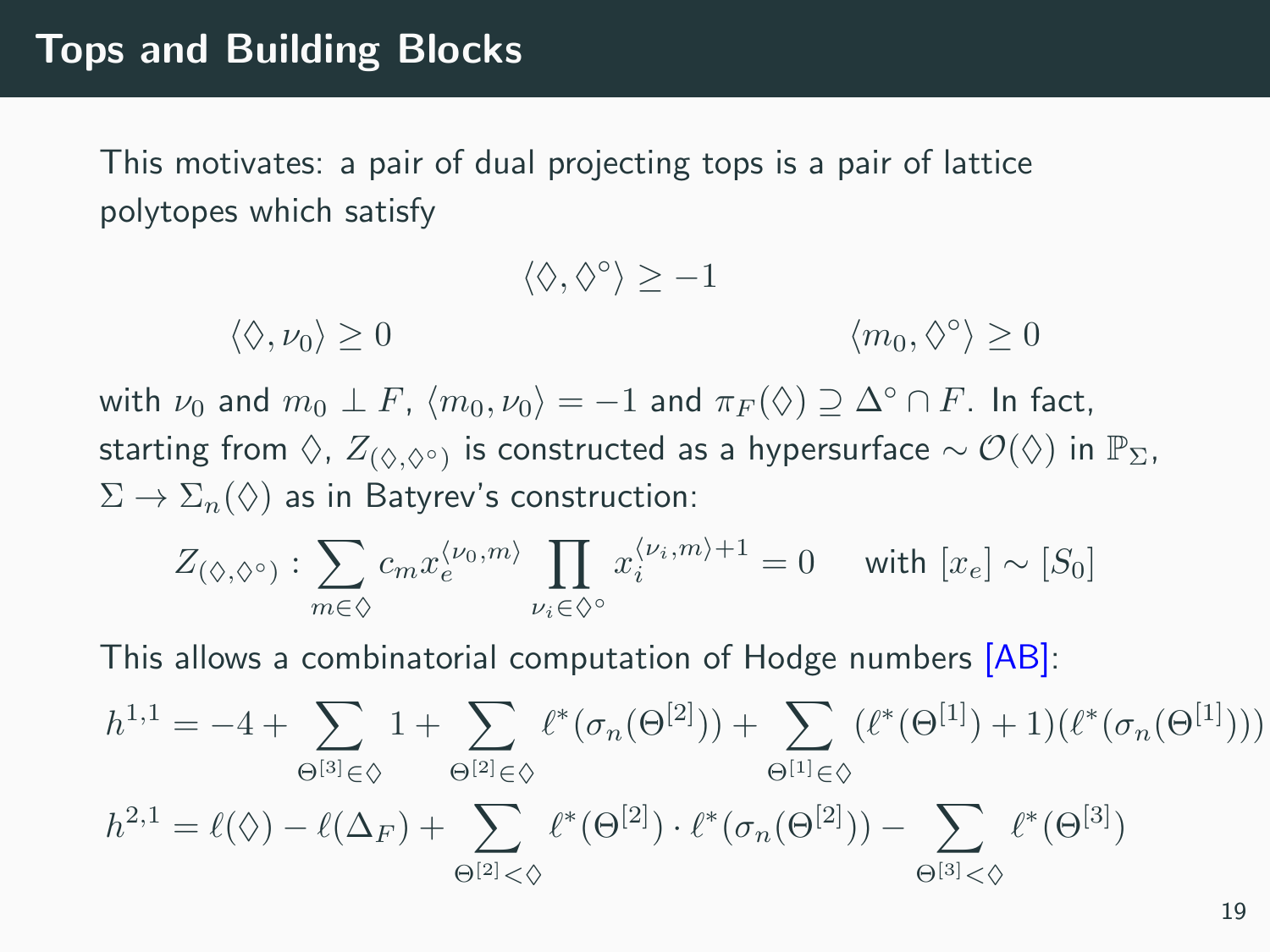## Tops and Building Blocks

This motivates: a pair of dual projecting tops is a pair of lattice polytopes which satisfy

$$\langle \Diamond, \Diamond^\circ \rangle \geq -1$$

$$\langle \Diamond, \nu_0 \rangle \geq 0 \qquad\qquad \langle m_0, \Diamond^\circ \rangle \geq 0$$

with $\nu_0$ and $m_0 \perp F$, $\langle m_0, \nu_0 \rangle = -1$ and $\pi_F(\Diamond) \supseteq \Delta^\circ \cap F$. In fact, starting from $\Diamond$, $Z_{(\Diamond,\Diamond^\circ)}$ is constructed as a hypersurface $\sim \mathcal{O}(\Diamond)$ in $\mathbb{P}_\Sigma$, $\Sigma \rightarrow \Sigma_n(\Diamond)$ as in Batyrev's construction:

$$Z_{(\Diamond,\Diamond^\circ)} : \sum_{m \in \Diamond} c_m x_e^{\langle \nu_0, m \rangle} \prod_{\nu_i \in \Diamond^\circ} x_i^{\langle \nu_i, m \rangle + 1} = 0 \quad \text{with } [x_e] \sim [S_0]$$

This allows a combinatorial computation of Hodge numbers [AB]:

$$h^{1,1} = -4 + \sum_{\Theta^{[3]} \in \Diamond} 1 + \sum_{\Theta^{[2]} \in \Diamond} \ell^*(\sigma_n(\Theta^{[2]})) + \sum_{\Theta^{[1]} \in \Diamond} (\ell^*(\Theta^{[1]}) + 1)(\ell^*(\sigma_n(\Theta^{[1]})))$$

$$h^{2,1} = \ell(\Diamond) - \ell(\Delta_F) + \sum_{\Theta^{[2]} < \Diamond} \ell^*(\Theta^{[2]}) \cdot \ell^*(\sigma_n(\Theta^{[2]})) - \sum_{\Theta^{[3]} < \Diamond} \ell^*(\Theta^{[3]})$$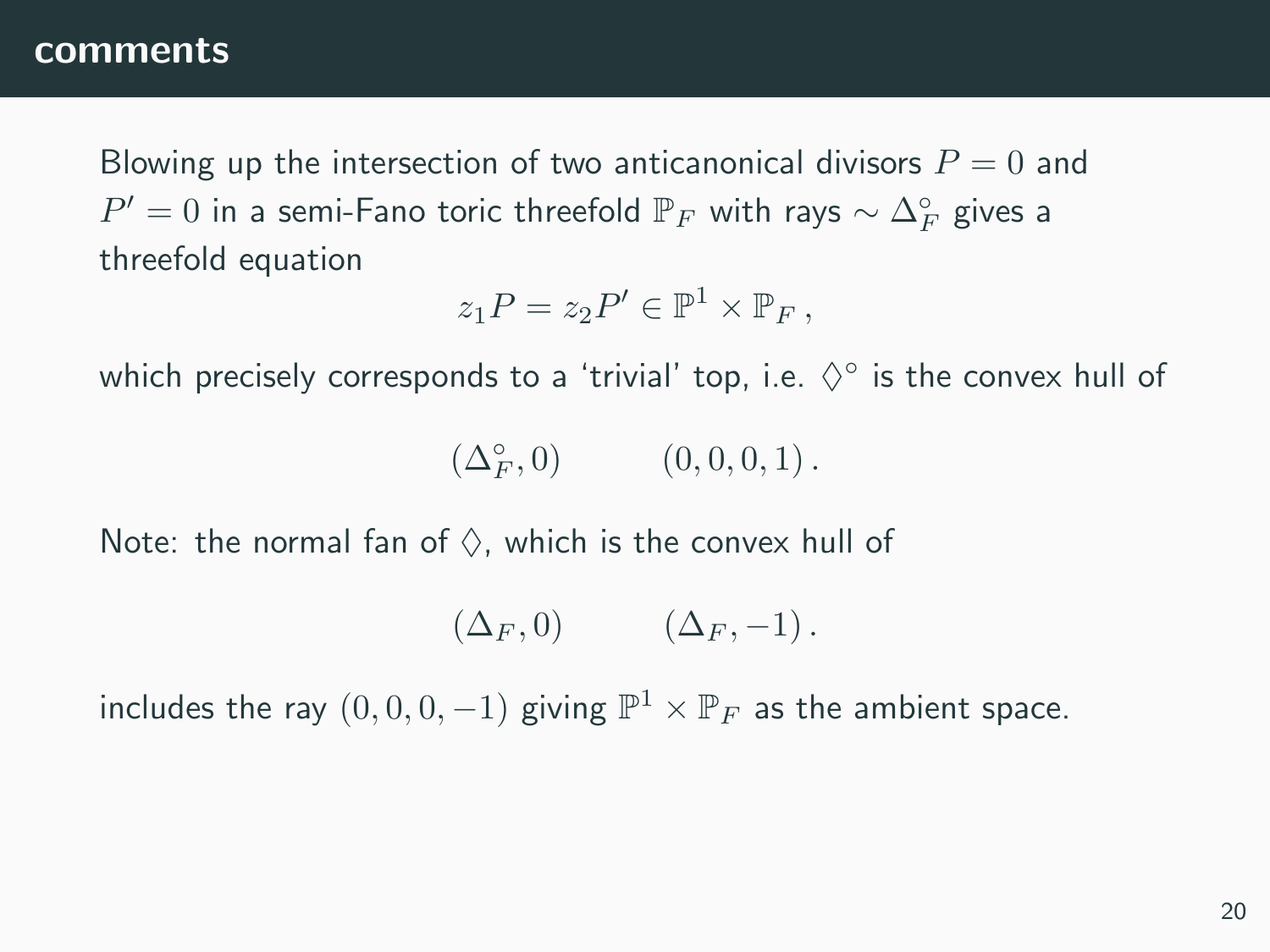# comments

Blowing up the intersection of two anticanonical divisors $P = 0$ and $P' = 0$ in a semi-Fano toric threefold $\mathbb{P}_F$ with rays $\sim \Delta_F^\circ$ gives a threefold equation

$$z_1 P = z_2 P' \in \mathbb{P}^1 \times \mathbb{P}_F \,,$$

which precisely corresponds to a 'trivial' top, i.e. $\Diamond^\circ$ is the convex hull of

$$(\Delta_F^\circ, 0) \qquad\quad (0,0,0,1)\,.$$

Note: the normal fan of $\Diamond$, which is the convex hull of

$$(\Delta_F, 0) \qquad\quad (\Delta_F, -1)\,.$$

includes the ray $(0,0,0,-1)$ giving $\mathbb{P}^1 \times \mathbb{P}_F$ as the ambient space.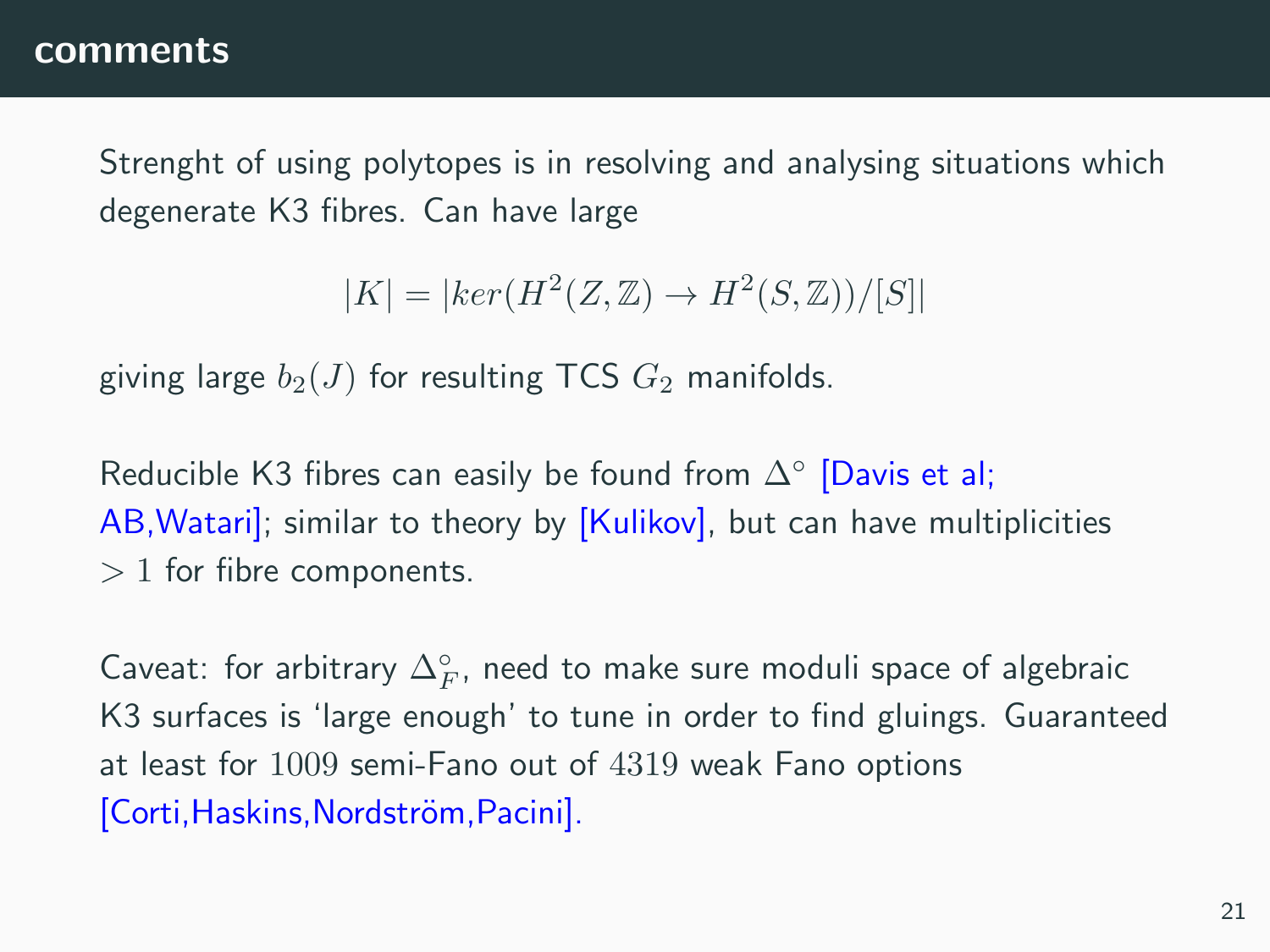# comments

Strenght of using polytopes is in resolving and analysing situations which degenerate K3 fibres. Can have large

$$|K| = |ker(H^2(Z,\mathbb{Z}) \to H^2(S,\mathbb{Z}))/[S]|$$

giving large $b_2(J)$ for resulting TCS $G_2$ manifolds.

Reducible K3 fibres can easily be found from $\Delta^\circ$ [Davis et al; AB,Watari]; similar to theory by [Kulikov], but can have multiplicities $> 1$ for fibre components.

Caveat: for arbitrary $\Delta^\circ_F$, need to make sure moduli space of algebraic K3 surfaces is 'large enough' to tune in order to find gluings. Guaranteed at least for $1009$ semi-Fano out of $4319$ weak Fano options [Corti,Haskins,Nordström,Pacini].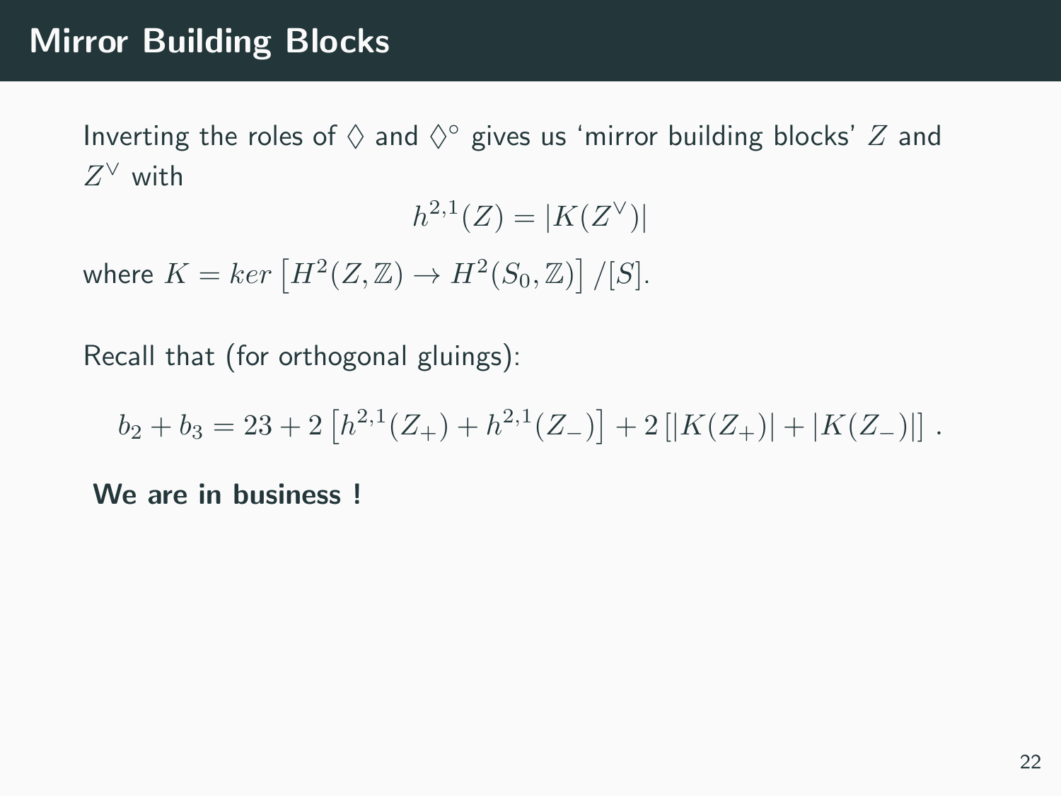# Mirror Building Blocks

Inverting the roles of $\Diamond$ and $\Diamond^{\circ}$ gives us 'mirror building blocks' $Z$ and $Z^{\vee}$ with

$$h^{2,1}(Z) = |K(Z^{\vee})|$$

where $K = ker\left[H^2(Z,\mathbb{Z}) \to H^2(S_0,\mathbb{Z})\right]/[S]$.

Recall that (for orthogonal gluings):

$$b_2 + b_3 = 23 + 2\left[h^{2,1}(Z_+) + h^{2,1}(Z_-)\right] + 2\left[|K(Z_+)| + |K(Z_-)|\right] .$$

**We are in business !**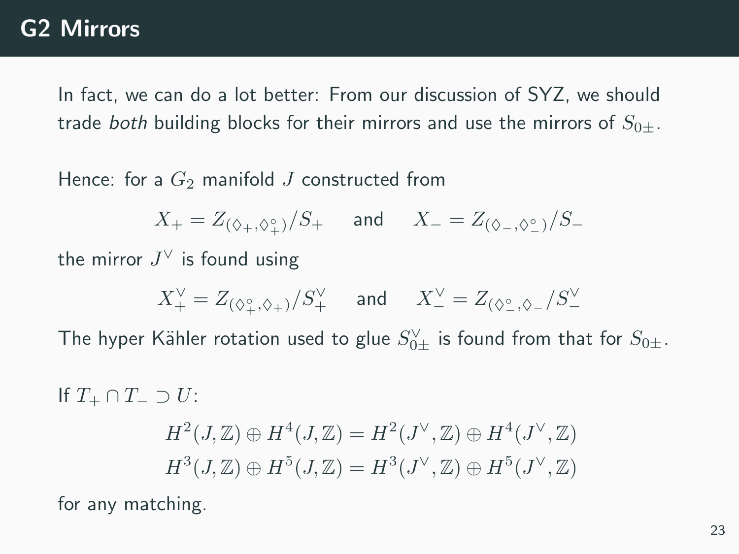# G2 Mirrors

In fact, we can do a lot better: From our discussion of SYZ, we should trade *both* building blocks for their mirrors and use the mirrors of $S_{0\pm}$.

Hence: for a $G_2$ manifold $J$ constructed from

$$X_+ = Z_{(\Diamond_+,\Diamond_+^\circ)}/S_+ \quad \text{and} \quad X_- = Z_{(\Diamond_-,\Diamond_-^\circ)}/S_-$$

the mirror $J^\vee$ is found using

$$X_+^\vee = Z_{(\Diamond_+^\circ,\Diamond_+)}/S_+^\vee \quad \text{and} \quad X_-^\vee = Z_{(\Diamond_-^\circ,\Diamond_-}/S_-^\vee$$

The hyper Kähler rotation used to glue $S_{0\pm}^\vee$ is found from that for $S_{0\pm}$.

If $T_+ \cap T_- \supset U$:

$$H^2(J,\mathbb{Z}) \oplus H^4(J,\mathbb{Z}) = H^2(J^\vee,\mathbb{Z}) \oplus H^4(J^\vee,\mathbb{Z})$$
$$H^3(J,\mathbb{Z}) \oplus H^5(J,\mathbb{Z}) = H^3(J^\vee,\mathbb{Z}) \oplus H^5(J^\vee,\mathbb{Z})$$

for any matching.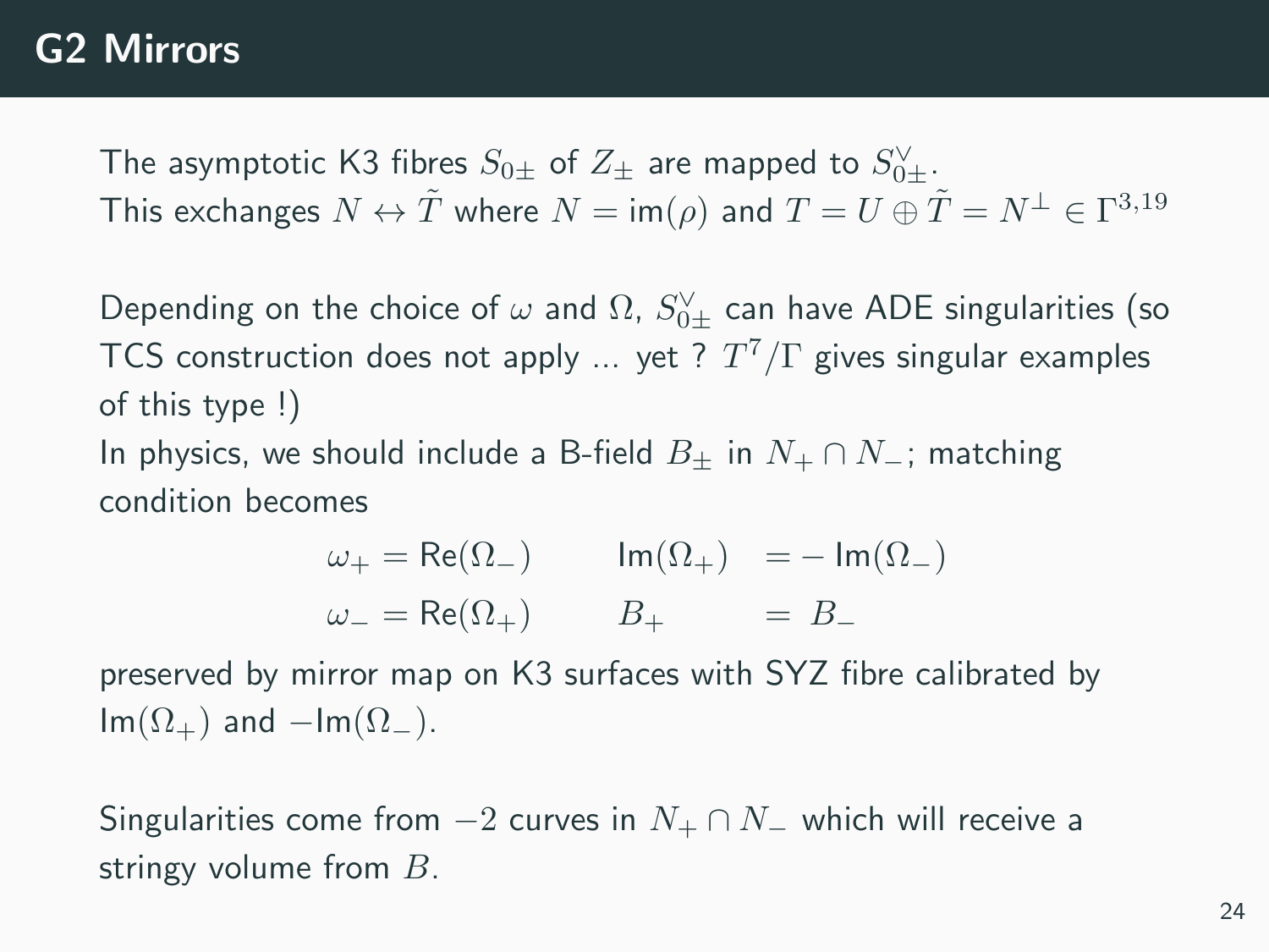# G2 Mirrors

The asymptotic K3 fibres $S_{0\pm}$ of $Z_\pm$ are mapped to $S^\vee_{0\pm}$.
This exchanges $N \leftrightarrow \tilde{T}$ where $N = \mathrm{im}(\rho)$ and $T = U \oplus \tilde{T} = N^\perp \in \Gamma^{3,19}$

Depending on the choice of $\omega$ and $\Omega$, $S^\vee_{0\pm}$ can have ADE singularities (so TCS construction does not apply ... yet ? $T^7/\Gamma$ gives singular examples of this type !)
In physics, we should include a B-field $B_\pm$ in $N_+ \cap N_-$; matching condition becomes

$$\begin{aligned} \omega_+ &= \mathrm{Re}(\Omega_-) \qquad & \mathrm{Im}(\Omega_+) &= -\,\mathrm{Im}(\Omega_-) \\ \omega_- &= \mathrm{Re}(\Omega_+) \qquad & B_+ &= \; B_- \end{aligned}$$

preserved by mirror map on K3 surfaces with SYZ fibre calibrated by $\mathrm{Im}(\Omega_+)$ and $-\mathrm{Im}(\Omega_-)$.

Singularities come from $-2$ curves in $N_+ \cap N_-$ which will receive a stringy volume from $B$.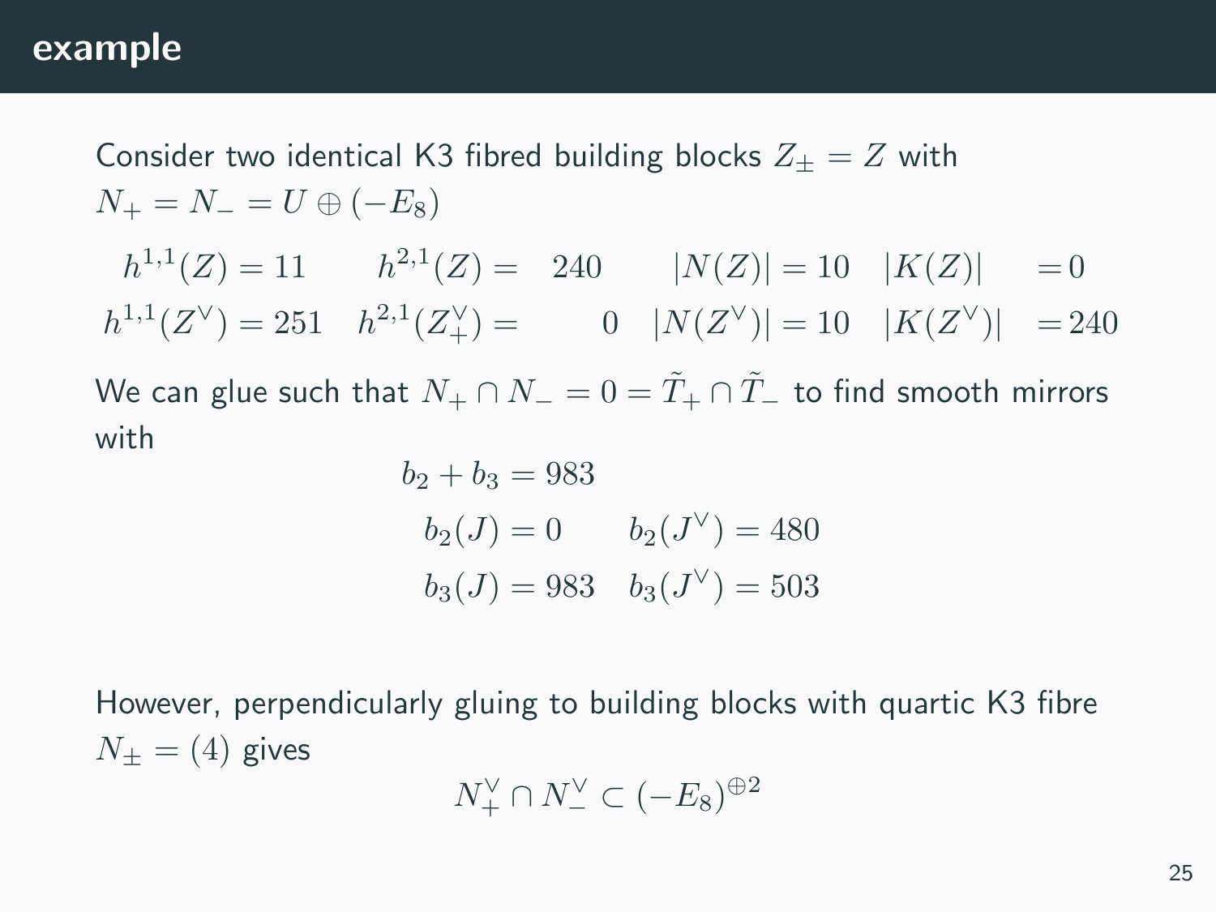## example

Consider two identical K3 fibred building blocks $Z_\pm = Z$ with $N_+ = N_- = U \oplus (-E_8)$

$$
\begin{array}{llll}
h^{1,1}(Z) = 11 & h^{2,1}(Z) = 240 & |N(Z)| = 10 & |K(Z)| = 0 \\
h^{1,1}(Z^\vee) = 251 & h^{2,1}(Z_+^\vee) = 0 & |N(Z^\vee)| = 10 & |K(Z^\vee)| = 240
\end{array}
$$

We can glue such that $N_+ \cap N_- = 0 = \tilde{T}_+ \cap \tilde{T}_-$ to find smooth mirrors with

$$
\begin{array}{ll}
b_2 + b_3 = 983 & \\
b_2(J) = 0 & b_2(J^\vee) = 480 \\
b_3(J) = 983 & b_3(J^\vee) = 503
\end{array}
$$

However, perpendicularly gluing to building blocks with quartic K3 fibre $N_\pm = (4)$ gives

$$
N_+^\vee \cap N_-^\vee \subset (-E_8)^{\oplus 2}
$$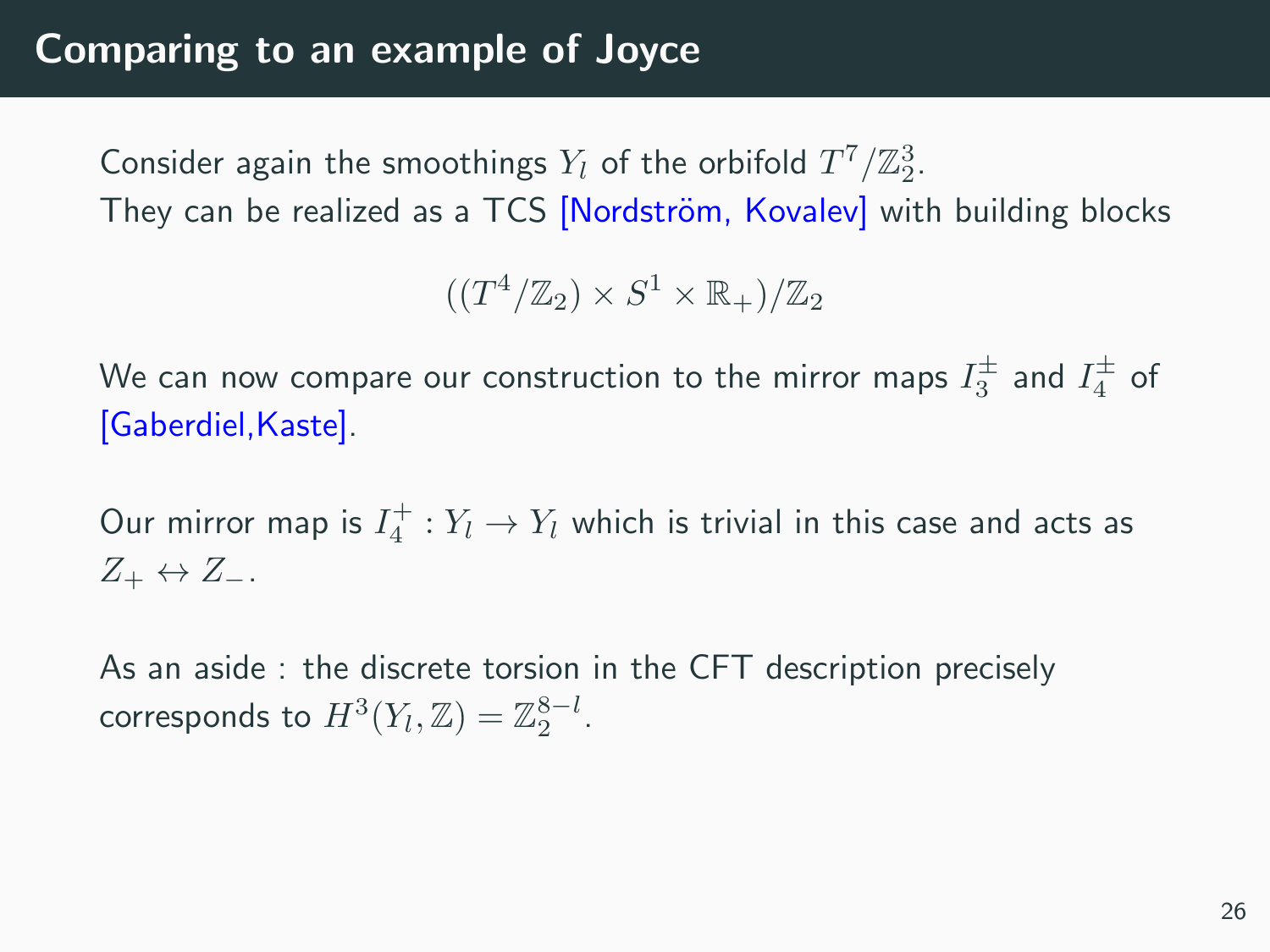# Comparing to an example of Joyce

Consider again the smoothings $Y_l$ of the orbifold $T^7/\mathbb{Z}_2^3$.
They can be realized as a TCS [Nordström, Kovalev] with building blocks

$$((T^4/\mathbb{Z}_2) \times S^1 \times \mathbb{R}_+)/\mathbb{Z}_2$$

We can now compare our construction to the mirror maps $I_3^\pm$ and $I_4^\pm$ of [Gaberdiel,Kaste].

Our mirror map is $I_4^+ : Y_l \to Y_l$ which is trivial in this case and acts as $Z_+ \leftrightarrow Z_-$.

As an aside : the discrete torsion in the CFT description precisely corresponds to $H^3(Y_l, \mathbb{Z}) = \mathbb{Z}_2^{8-l}$.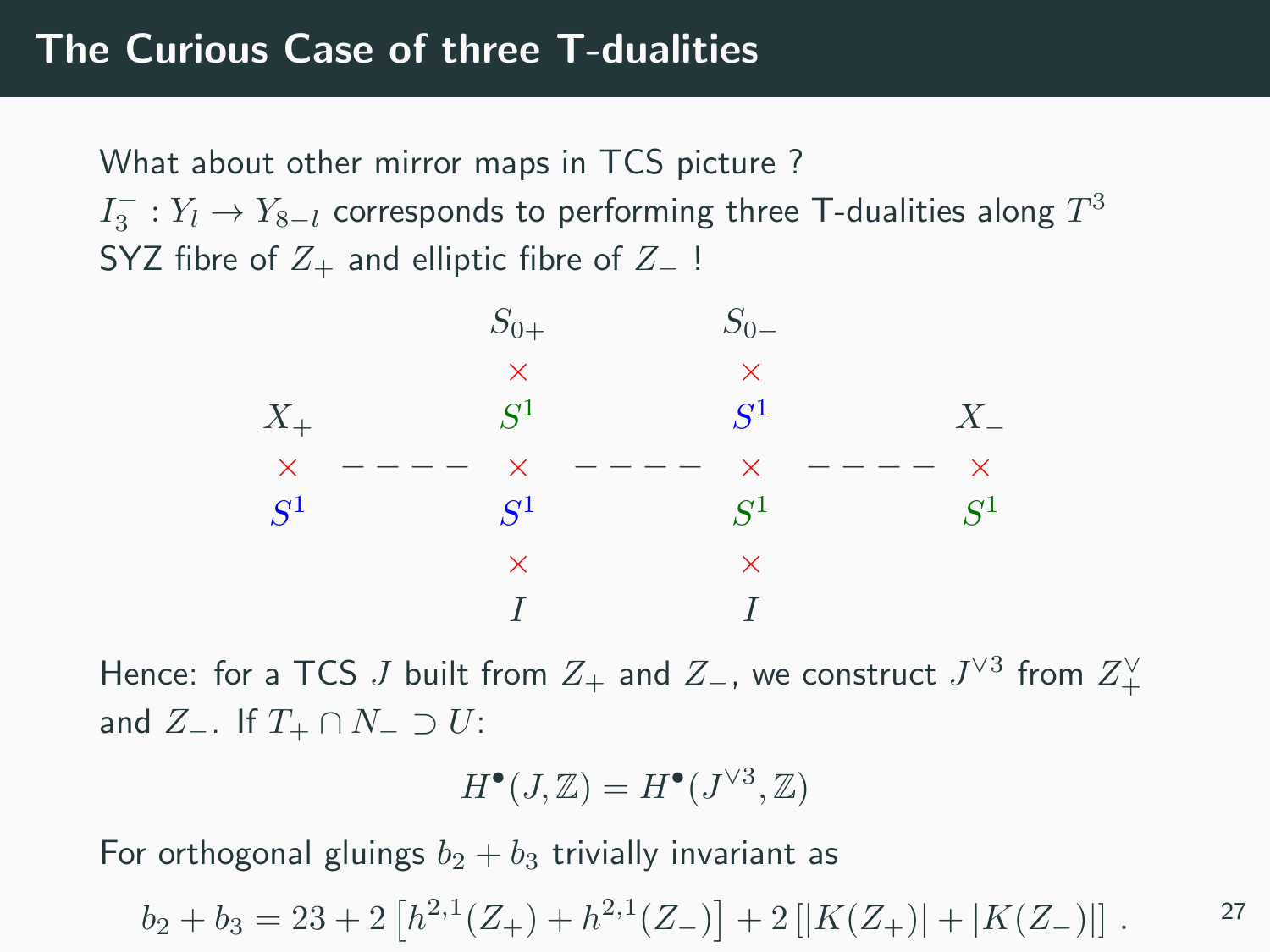# The Curious Case of three T-dualities

What about other mirror maps in TCS picture ?

$I_3^- : Y_l \to Y_{8-l}$ corresponds to performing three T-dualities along $T^3$ SYZ fibre of $Z_+$ and elliptic fibre of $Z_-$ !

$$
\begin{array}{ccccccc}
 & & S_{0+} & & S_{0-} & & \\
 & & \times & & \times & & \\
X_+ & & S^1 & & S^1 & & X_- \\
\times & - - - - & \times & - - - - & \times & - - - - & \times \\
S^1 & & S^1 & & S^1 & & S^1 \\
 & & \times & & \times & & \\
 & & I & & I & &
\end{array}
$$

Hence: for a TCS $J$ built from $Z_+$ and $Z_-$, we construct $J^{\vee 3}$ from $Z_+^\vee$ and $Z_-$. If $T_+ \cap N_- \supset U$:

$$
H^\bullet(J, \mathbb{Z}) = H^\bullet(J^{\vee 3}, \mathbb{Z})
$$

For orthogonal gluings $b_2 + b_3$ trivially invariant as

$$
b_2 + b_3 = 23 + 2\left[h^{2,1}(Z_+) + h^{2,1}(Z_-)\right] + 2\left[|K(Z_+)| + |K(Z_-)|\right] .
$$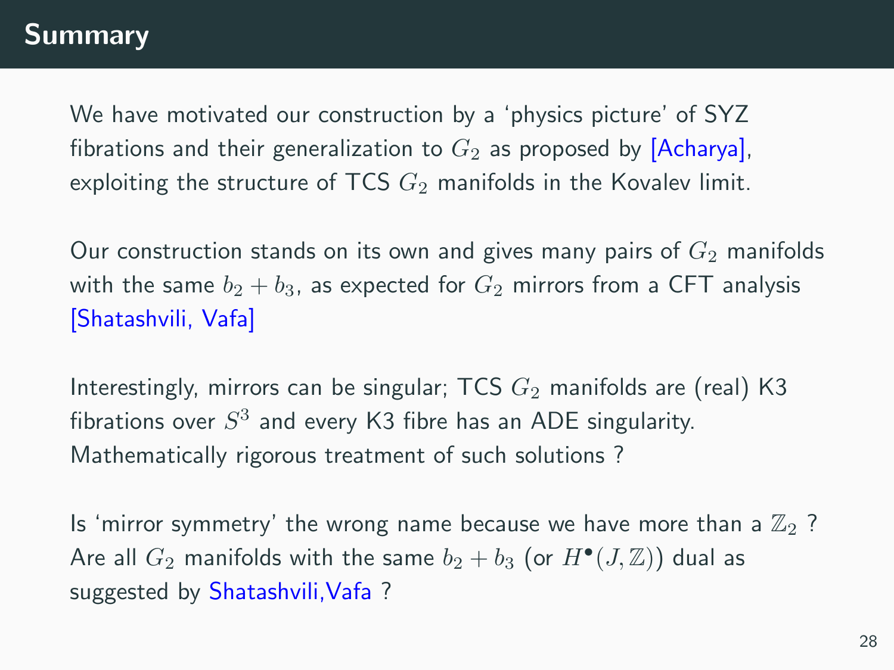# Summary

We have motivated our construction by a 'physics picture' of SYZ fibrations and their generalization to $G_2$ as proposed by [Acharya], exploiting the structure of TCS $G_2$ manifolds in the Kovalev limit.

Our construction stands on its own and gives many pairs of $G_2$ manifolds with the same $b_2 + b_3$, as expected for $G_2$ mirrors from a CFT analysis [Shatashvili, Vafa]

Interestingly, mirrors can be singular; TCS $G_2$ manifolds are (real) K3 fibrations over $S^3$ and every K3 fibre has an ADE singularity. Mathematically rigorous treatment of such solutions ?

Is 'mirror symmetry' the wrong name because we have more than a $\mathbb{Z}_2$ ? Are all $G_2$ manifolds with the same $b_2 + b_3$ (or $H^\bullet(J, \mathbb{Z})$) dual as suggested by Shatashvili,Vafa ?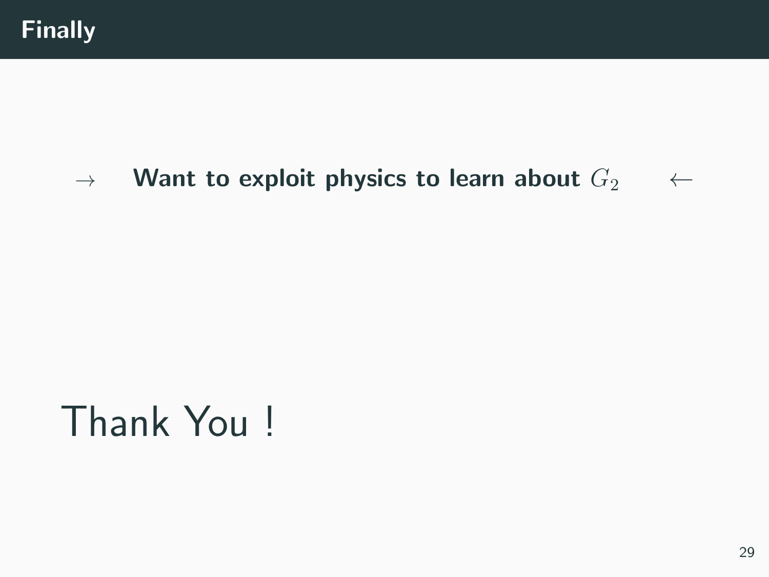# Finally

$\rightarrow$ **Want to exploit physics to learn about** $G_2$ $\leftarrow$

Thank You !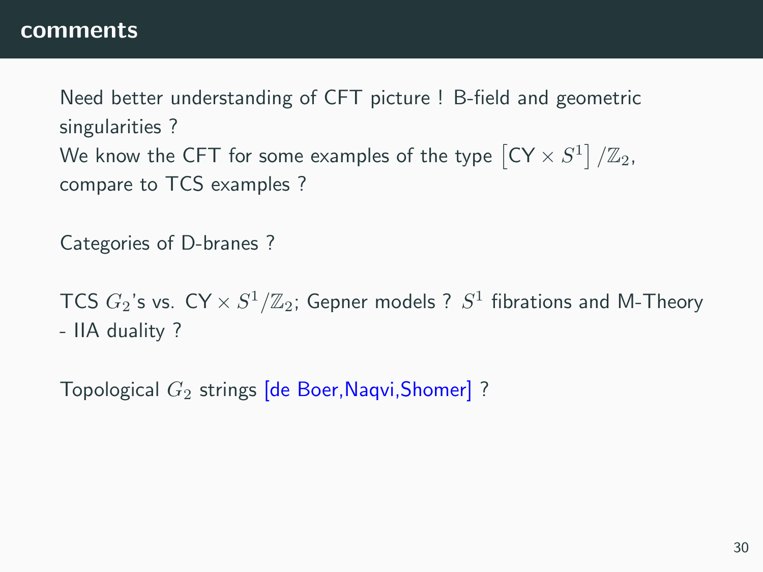# comments

Need better understanding of CFT picture ! B-field and geometric singularities ?
We know the CFT for some examples of the type $\left[\mathsf{CY} \times S^1\right]/\mathbb{Z}_2$, compare to TCS examples ?

Categories of D-branes ?

TCS $G_2$'s vs. $\mathsf{CY} \times S^1/\mathbb{Z}_2$; Gepner models ? $S^1$ fibrations and M-Theory - IIA duality ?

Topological $G_2$ strings [de Boer,Naqvi,Shomer] ?